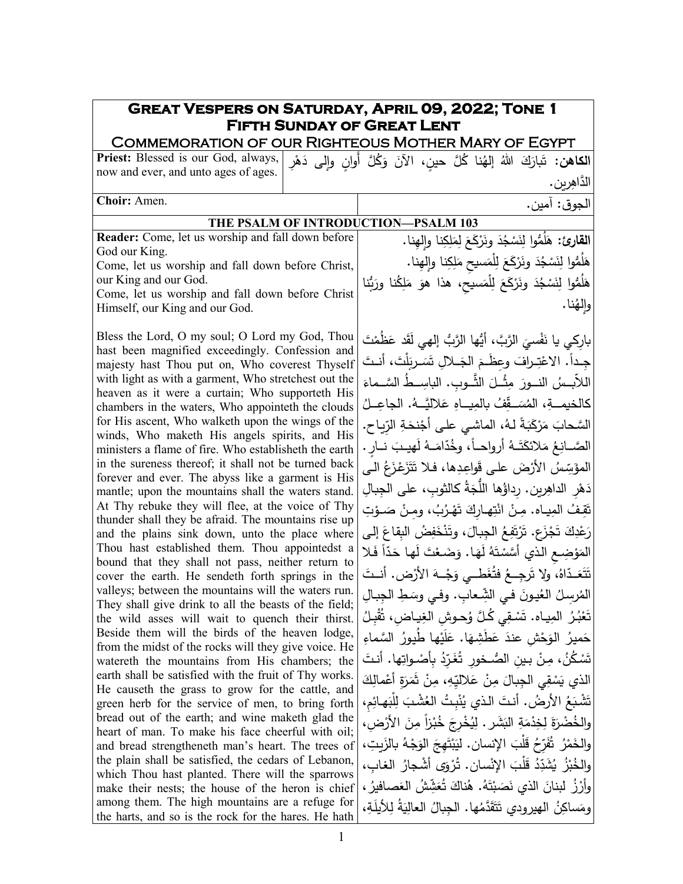# Great Vespers on Saturday, April 09, 2022; Tone 1
## Fifth Sunday of Great Lent
### Commemoration of our Righteous Mother Mary of Egypt

| | |
|---|---|
| **Priest:** Blessed is our God, always, now and ever, and unto ages of ages. | **الكاهن:** تَبارَكَ اللهُ إلهُنا كُلَّ حينٍ، الآنَ وَكُلَّ أَوانٍ وإلى دَهْرِ الدَّاهِرين. |
| **Choir:** Amen. | الجوق: آمين. |

**THE PSALM OF INTRODUCTION—PSALM 103**

| | |
|---|---|
| **Reader:** Come, let us worship and fall down before God our King.<br>Come, let us worship and fall down before Christ, our King and our God.<br>Come, let us worship and fall down before Christ Himself, our King and our God. | **القارئ:** هَلُمُّوا لِنَسْجُدَ ونَرْكَعَ لِمَلِكِنا وإلهِنا.<br>هَلُمُّوا لِنَسْجُدَ ونَرْكَعَ لِلْمَسيحِ مَلِكِنا وإلهِنا.<br>هَلُمُّوا لِنَسْجُدَ ونَرْكَعَ لِلْمَسيحِ، هذا هوَ مَلِكُنا ورَبُّنا وإلهُنا. |
| Bless the Lord, O my soul; O Lord my God, Thou hast been magnified exceedingly. Confession and majesty hast Thou put on, Who coverest Thyself with light as with a garment, Who stretchest out the heaven as it were a curtain; Who supporteth His chambers in the waters, Who appointeth the clouds for His ascent, Who walketh upon the wings of the winds, Who maketh His angels spirits, and His ministers a flame of fire. Who establisheth the earth in the sureness thereof; it shall not be turned back forever and ever. The abyss like a garment is His mantle; upon the mountains shall the waters stand. At Thy rebuke they will flee, at the voice of Thy thunder shall they be afraid. The mountains rise up and the plains sink down, unto the place where Thou hast established them. Thou appointedst a bound that they shall not pass, neither return to cover the earth. He sendeth forth springs in the valleys; between the mountains will the waters run. They shall give drink to all the beasts of the field; the wild asses will wait to quench their thirst. Beside them will the birds of the heaven lodge, from the midst of the rocks will they give voice. He watereth the mountains from His chambers; the earth shall be satisfied with the fruit of Thy works. He causeth the grass to grow for the cattle, and green herb for the service of men, to bring forth bread out of the earth; and wine maketh glad the heart of man. To make his face cheerful with oil; and bread strengtheneth man's heart. The trees of the plain shall be satisfied, the cedars of Lebanon, which Thou hast planted. There will the sparrows make their nests; the house of the heron is chief among them. The high mountains are a refuge for the harts, and so is the rock for the hares. He hath | بارِكي يا نَفْسيَ الرَّبَّ، أيُّها الرَّبُّ إلهي لَقَد عَظُمْتَ جِداً. الاعْتِرافَ وعِظَمَ الجَلالِ تَسَربَلْتَ، أنتَ اللاّبِسُ النورَ مِثْلَ الثَّوبِ. الباسِطُ السَّماءَ كالخيمةِ، المُسَقِّفُ بالمِياهِ عَلاليَّهُ. الجاعِلُ السَّحابَ مَرْكَبَةً لهُ، الماشي على أجْنحَةِ الرِّياح. الصَّانِعُ مَلائكَتَهُ أرواحاً، وخُدّامَهُ لَهيبَ نارٍ. المؤَسِّسُ الأرْضَ على قَواعِدِها، فلا تَتَزَعْزَعُ الى دَهْرِ الداهِرين. رِداؤُها اللُّجَةُ كالثوبِ، على الجِبالِ تَقِفُ المِياه. مِنْ انْتِهارِكَ تَهْرُبُ، ومِنْ صَوْتِ رَعْدِكَ تَجْزَع. تَرْتَفِعُ الجِبالَ، وتَنْخَفِضُ البِقاعَ إلى المَوْضِعِ الذي أَسَّسْتَهُ لَهَا. وَضَعْتَ لَها حَدّاً فَلا تَتَعَدّاهُ، ولا تَرجِعُ فتُغَطي وَجْهَ الأرْض. أنتَ المُرسِلُ العُيونَ في الشِّعابِ. وفي وسَطِ الجِبالِ تَعْبُرُ المِياه. تَسْقِي كُلَّ وُحوشِ الغِياضِ، تُقْبِلُ حَميرُ الوَحْشِ عندَ عَطَشِهَا. عَلَيْها طُيورُ السَّماءِ تَسْكُنُ، مِنْ بينِ الصُّخورِ تُغَرِّدُ بِأَصْواتِها. أنتَ الذي يَسْقِي الجِبالَ مِنْ عَلاليّهِ، مِنْ ثَمَرَةِ أعْمالِكَ تَشْبَعُ الأرضُ. أنتَ الذي يُنْبِتُ العُشْبَ لِلْبَهائِمِ، والخُضْرَةَ لِخِدْمَةِ البَشَر. لِيُخْرِجَ خُبْزاً مِنَ الأرْضِ، والخَمْرُ تُفَرِّحُ قَلْبَ الإنسان. لِيَبْتَهِجَ الوَجْهُ بالزَيتِ، والخُبْزُ يُشَدِّدُ قَلْبَ الإنْسان. تُرْوَى أشْجارُ الغابِ، وأَرْزُ لبنانَ الذي نَصَبْتَهُ. هُناكَ تُعَشِّشُ العَصافيرُ، ومَساكِنُ الهيرودي تَتَقَدَّمُها. الجِبالُ العالِيَةُ لِلأيلَةِ، |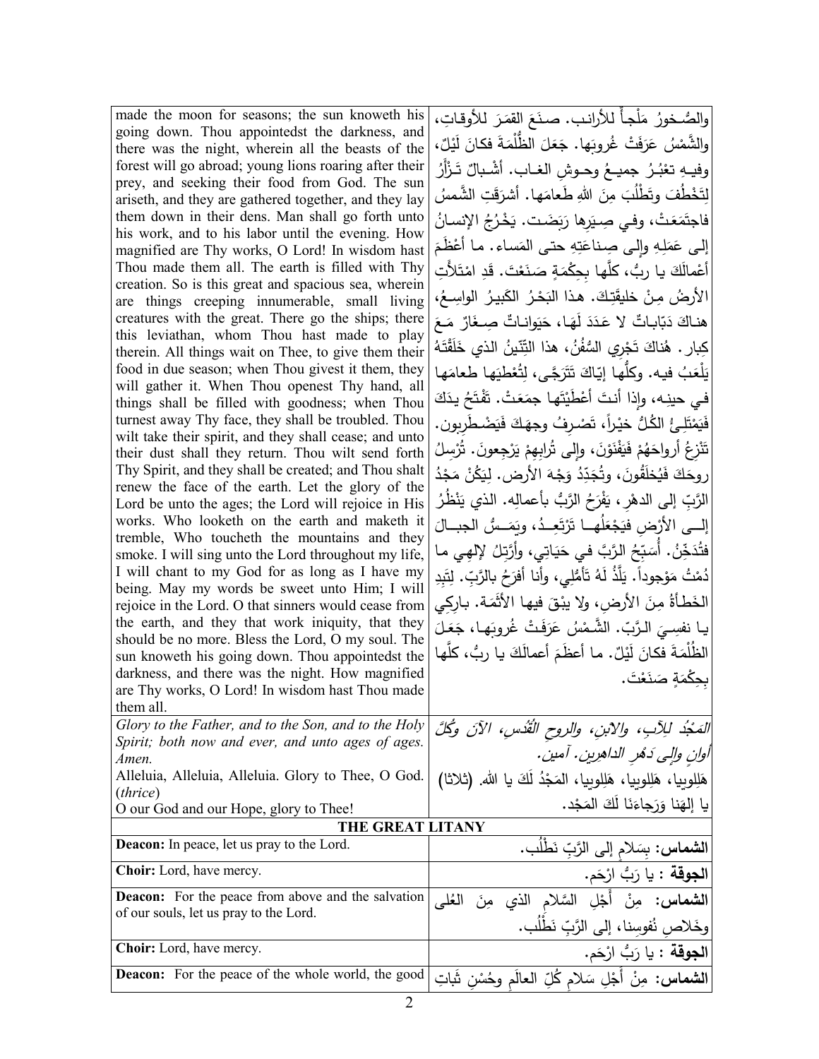| | |
|---|---|
| made the moon for seasons; the sun knoweth his going down. Thou appointedst the darkness, and there was the night, wherein all the beasts of the forest will go abroad; young lions roaring after their prey, and seeking their food from God. The sun ariseth, and they are gathered together, and they lay them down in their dens. Man shall go forth unto his work, and to his labor until the evening. How magnified are Thy works, O Lord! In wisdom hast Thou made them all. The earth is filled with Thy creation. So is this great and spacious sea, wherein are things creeping innumerable, small living creatures with the great. There go the ships; there this leviathan, whom Thou hast made to play therein. All things wait on Thee, to give them their food in due season; when Thou givest it them, they will gather it. When Thou openest Thy hand, all things shall be filled with goodness; when Thou turnest away Thy face, they shall be troubled. Thou wilt take their spirit, and they shall cease; and unto their dust shall they return. Thou wilt send forth Thy Spirit, and they shall be created; and Thou shalt renew the face of the earth. Let the glory of the Lord be unto the ages; the Lord will rejoice in His works. Who looketh on the earth and maketh it tremble, Who toucheth the mountains and they smoke. I will sing unto the Lord throughout my life, I will chant to my God for as long as I have my being. May my words be sweet unto Him; I will rejoice in the Lord. O that sinners would cease from the earth, and they that work iniquity, that they should be no more. Bless the Lord, O my soul. The sun knoweth his going down. Thou appointedst the darkness, and there was the night. How magnified are Thy works, O Lord! In wisdom hast Thou made them all. | والصُّخورُ مَلْجأٌ للأرانب. صنَعَ القمَرَ للأوقاتِ، والشَّمْسُ عَرَفَتْ غُروبَها. جَعَلَ الظُّلْمَةَ فكانَ لَيْلٌ، وفيهِ تعْبُرُ جميعُ وحوشِ الغاب. أشْبالٌ تَـزْأَرُ لِتَخْطُفَ وتَطْلُبَ مِنَ اللهِ طَعامَها. أشرَقَتِ الشَّمسُ فاجتَمَعَتْ، وفي صِيَرِها رَبَضَت. يَخْرُجُ الإنسانُ إلى عَمَلِهِ وإلى صِناعَتِهِ حتى المَساء. ما أَعْظَمَ أعْمالَكَ يا ربُّ، كلَّها بِحِكْمَةٍ صَنَعْتَ. قَدِ امْتَلأَتِ الأرضُ مِنْ خليقَتِكَ. هذا البَحْرُ الكَبيرُ الواسِعُ، هناكَ دَبّاباتٌ لا عَدَدَ لَهَا، حَيَواناتٌ صِغَارٌ مَعَ كِبار. هُناكَ تَجْري السُّفُنُ، هذا التِّنّينُ الذي خَلَقْتَهُ يَلْعَبُ فيه. وكلُّها إيّاكَ تَتَرَجَّى، لِتُعْطِيَها طعامَها في حينِه، وإذا أنتَ أعْطَيْتَها جمَعَتْ. تَفْتَحُ يدَكَ فَيَمْتَلِئُ الكُلُّ خيْراً، تَصْرِفُ وجهَكَ فَيَضْطَرِبون. تَنْزِعُ أرواحَهُمْ فَيَفْنَوْنَ، وإلى تُرابِهِمْ يَرْجِعونَ. تُرْسِلُ روحَكَ فَيُخلَقُونَ، وتُجَدِّدُ وَجْهَ الأرض. لِيَكُنْ مَجْدُ الرَّبِّ إلى الدهْرِ، يَفْرَحُ الرَّبُّ بأعمالِه. الذي يَنْظُرُ إلــى الأرْضِ فيَجْعَلُهــا تَرْتَعِـدُ، ويَمَـسُّ الجبــالَ فتُدَخِّنُ. أُسَبِّحُ الرَّبَّ في حَيَاتِي، وأُرَتِّلُ لإلهي ما دُمْتُ مَوْجوداً. يَلَذُّ لَهُ تَأَمُّلِي، وأنا أفرَحُ بالرَّبِّ. لِتَبِدِ الخَطأةُ مِنَ الأرضِ، ولا يبْقَ فيها الأثَمَة. بارِكِي يا نفسِيَ الرَّبّ. الشَّمْسُ عَرَفَتْ غُروبَها، جَعَلَ الظُّلْمَةَ فكانَ لَيْلٌ. ما أعظَمَ أعمالَكَ يا ربُّ، كلَّها بِحِكْمَةٍ صَنَعْتَ. |
| *Glory to the Father, and to the Son, and to the Holy Spirit; both now and ever, and unto ages of ages. Amen.* Alleluia, Alleluia, Alleluia. Glory to Thee, O God. (*thrice*) O our God and our Hope, glory to Thee! | *المَجْدُ لِلآبِ، والابنِ، والروحِ القُدُسِ، الآنَ وكُلَّ أوانٍ وإلى دَهْرِ الداهِرين. آمين.* هَلِلويا، هَلِلويا، هَلِلويا، المَجْدُ لَكَ يا الله. (ثلاثا) يا إلهَنا وَرَجاءَنَا لَكَ المَجْد. |

**THE GREAT LITANY**

| | |
|---|---|
| **Deacon:** In peace, let us pray to the Lord. | **الشماس:** بِسَلامٍ إلى الرَّبِّ نَطْلُب. |
| **Choir:** Lord, have mercy. | **الجوقة :** يا رَبُّ ارْحَم. |
| **Deacon:** For the peace from above and the salvation of our souls, let us pray to the Lord. | **الشماس:** مِنْ أَجْلِ السَّلامِ الذي مِنَ العُلى وخَلاصِ نُفوسِنا، إلى الرَّبِّ نَطْلُب. |
| **Choir:** Lord, have mercy. | **الجوقة :** يا رَبُّ ارْحَم. |
| **Deacon:** For the peace of the whole world, the good | **الشماس:** مِنْ أَجْلِ سَلامِ كُلِّ العالَمِ وحُسْنِ ثَباتِ |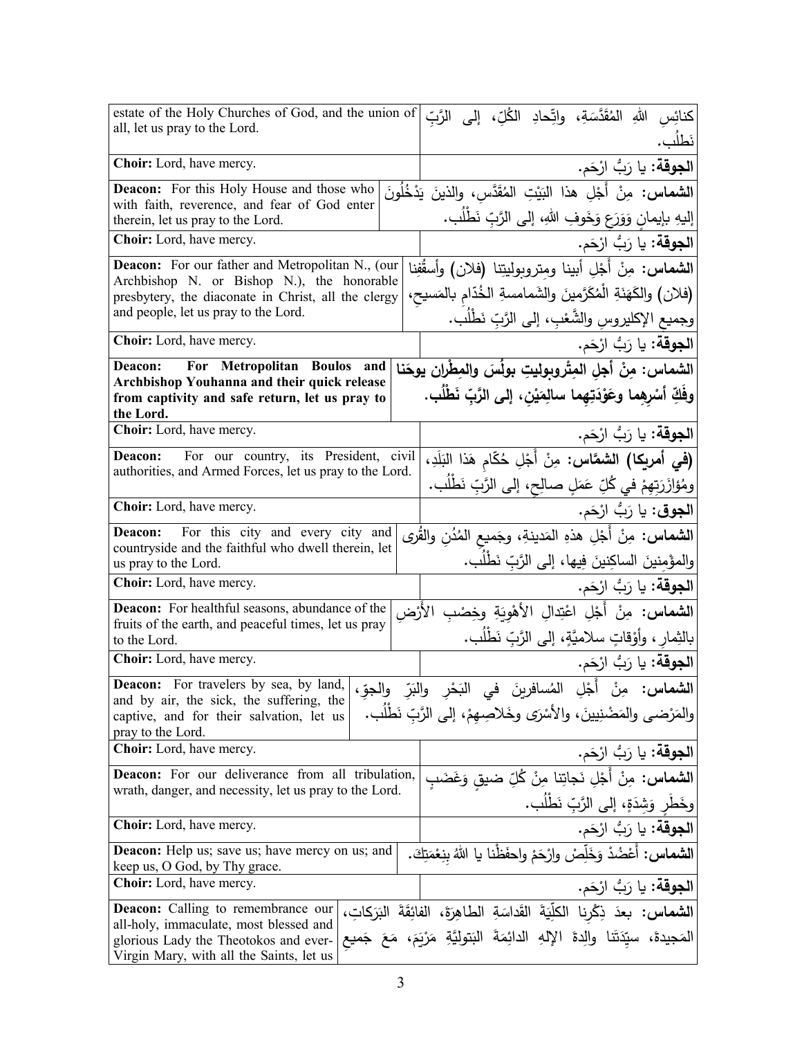| | |
|---|---|
| estate of the Holy Churches of God, and the union of all, let us pray to the Lord. | كنائِسِ اللهِ المُقَدَّسَةِ، واتِّحادِ الكُلِّ، إلى الرَّبِّ نَطلُب. |
| **Choir:** Lord, have mercy. | **الجوقة:** يا رَبُّ ارْحَم. |
| **Deacon:** For this Holy House and those who with faith, reverence, and fear of God enter therein, let us pray to the Lord. | **الشماس:** مِنْ أَجْلِ هذا البَيْتِ المُقَدَّسِ، والذينَ يَدْخُلُونَ إليهِ بإيمانٍ وَوَرَعٍ وَخَوفِ اللهِ، إلى الرَّبِّ نَطْلُب. |
| **Choir:** Lord, have mercy. | **الجوقة:** يا رَبُّ ارْحَم. |
| **Deacon:** For our father and Metropolitan N., (our Archbishop N. or Bishop N.), the honorable presbytery, the diaconate in Christ, all the clergy and people, let us pray to the Lord. | **الشماس:** مِنْ أَجْلِ أبينا ومِتروبوليتِنا (فلان) وأَسقُفِنا (فلان) والكَهَنَةِ الْمُكَرَّمينَ والشَمامسةِ الخُدّامِ بالمَسيحِ، وجميعِ الإكليروسِ والشَّعْبِ، إلى الرَّبِّ نَطْلُب. |
| **Choir:** Lord, have mercy. | **الجوقة:** يا رَبُّ ارْحَم. |
| **Deacon: For Metropolitan Boulos and Archbishop Youhanna and their quick release from captivity and safe return, let us pray to the Lord.** | **الشماس: مِنْ أجلِ المِتْروبوليتِ بولُسَ والمِطْرانِ يوحَنا وفَكِّ أسْرِهِما وعَوْدَتِهِما سالِمَيْنِ، إلى الرَّبِّ نَطْلُب.** |
| **Choir:** Lord, have mercy. | **الجوقة:** يا رَبُّ ارْحَم. |
| **Deacon:** For our country, its President, civil authorities, and Armed Forces, let us pray to the Lord. | **(في أمريكا) الشمَّاس:** مِنْ أَجْلِ حُكّامِ هَذا البَلَدِ، ومُؤازَرَتِهِمْ في كُلِّ عَمَلٍ صالِحٍ، إلى الرَّبِّ نَطْلُب. |
| **Choir:** Lord, have mercy. | **الجوق:** يا رَبُّ ارْحَم. |
| **Deacon:** For this city and every city and countryside and the faithful who dwell therein, let us pray to the Lord. | **الشماس:** مِنْ أَجْلِ هذهِ المَدينةِ، وجَميعِ المُدُنِ والقُرى والمؤْمِنينَ الساكِنينَ فِيها، إلى الرَّبِّ نَطْلُب. |
| **Choir:** Lord, have mercy. | **الجوقة:** يا رَبُّ ارْحَم. |
| **Deacon:** For healthful seasons, abundance of the fruits of the earth, and peaceful times, let us pray to the Lord. | **الشماس:** مِنْ أَجْلِ اعْتِدالِ الأَهْوِيَةِ وخِصْبِ الأَرْضِ بالثِمارِ، وأَوْقاتٍ سلاميَّةٍ، إلى الرَّبِّ نَطْلُب. |
| **Choir:** Lord, have mercy. | **الجوقة:** يا رَبُّ ارْحَم. |
| **Deacon:** For travelers by sea, by land, and by air, the sick, the suffering, the captive, and for their salvation, let us pray to the Lord. | **الشماس:** مِنْ أَجْلِ المُسافرينَ في البَحْرِ والبَرِّ والجوِّ، والمَرْضى والمَضْنِيينَ، والأَسْرَى وخَلاصِهِمْ، إلى الرَّبِّ نَطْلُب. |
| **Choir:** Lord, have mercy. | **الجوقة:** يا رَبُّ ارْحَم. |
| **Deacon:** For our deliverance from all tribulation, wrath, danger, and necessity, let us pray to the Lord. | **الشماس:** مِنْ أَجْلِ نَجاتِنا مِنْ كُلِّ ضيقٍ وَغَضَبٍ وخَطَرٍ وَشِدَةٍ، إلى الرَّبِّ نَطْلُب. |
| **Choir:** Lord, have mercy. | **الجوقة:** يا رَبُّ ارْحَم. |
| **Deacon:** Help us; save us; have mercy on us; and keep us, O God, by Thy grace. | **الشماس:** أَعْضُدْ وَخَلِّصْ وارْحَمْ واحفَظْنا يا اللهُ بِنِعْمَتِكَ. |
| **Choir:** Lord, have mercy. | **الجوقة:** يا رَبُّ ارْحَم. |
| **Deacon:** Calling to remembrance our all-holy, immaculate, most blessed and glorious Lady the Theotokos and ever-Virgin Mary, with all the Saints, let us | **الشماس:** بعدَ ذِكْرِنا الكلِّيَةَ القَداسَةِ الطاهِرَةَ، الفائِقَةَ البَرَكاتِ، المَجيدةَ، سيِّدَتَنا والِدةَ الإلهِ الدائِمَةَ البَتوليَّةِ مَرْيَمَ، مَعَ جَميعِ |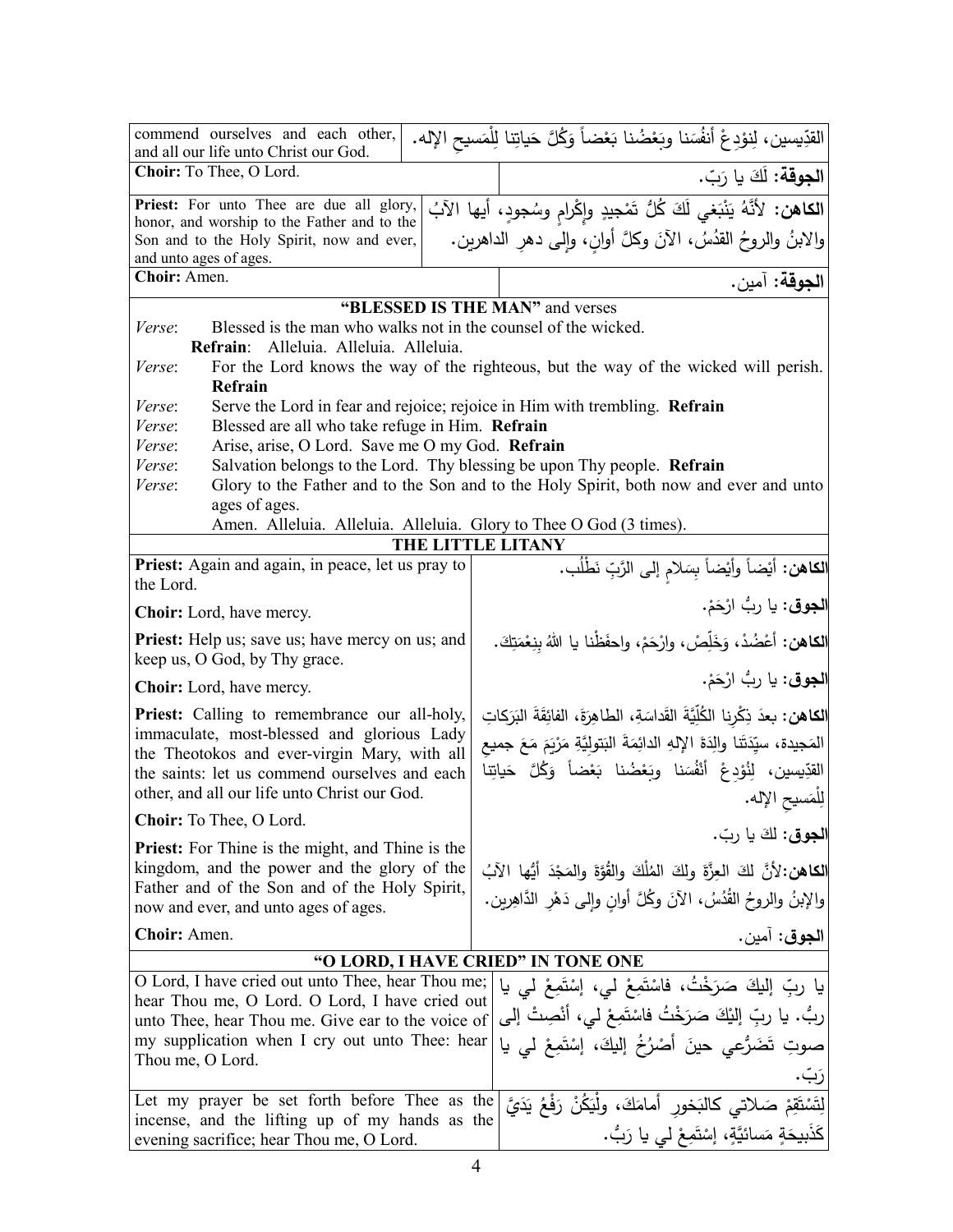| English | Arabic |
|---|---|
| commend ourselves and each other, and all our life unto Christ our God. | القدّيسين، لِنوْدِعْ أنفُسَنا وبَعْضُنا بَعْضاً وَكُلَّ حَياتِنا لِلْمَسيحِ الإله. |
| **Choir:** To Thee, O Lord. | **الجوقة:** لَكَ يا رَبّ. |
| **Priest:** For unto Thee are due all glory, honor, and worship to the Father and to the Son and to the Holy Spirit, now and ever, and unto ages of ages. | **الكاهن:** لأنَّهُ يَنْبَغي لَكَ كُلُّ تَمْجيدٍ وإكْرامٍ وسُجودٍ، أيها الآبُ والابنُ والروحُ القدُسُ، الآنَ وكلَّ أوانٍ، وإلى دهرِ الداهرين. |
| **Choir:** Amen. | **الجوقة:** آمين. |

## "BLESSED IS THE MAN" and verses

*Verse*: Blessed is the man who walks not in the counsel of the wicked.
**Refrain**: Alleluia. Alleluia. Alleluia.
*Verse*: For the Lord knows the way of the righteous, but the way of the wicked will perish. **Refrain**
*Verse*: Serve the Lord in fear and rejoice; rejoice in Him with trembling. **Refrain**
*Verse*: Blessed are all who take refuge in Him. **Refrain**
*Verse*: Arise, arise, O Lord. Save me O my God. **Refrain**
*Verse*: Salvation belongs to the Lord. Thy blessing be upon Thy people. **Refrain**
*Verse*: Glory to the Father and to the Son and to the Holy Spirit, both now and ever and unto ages of ages.
Amen. Alleluia. Alleluia. Alleluia. Glory to Thee O God (3 times).

## THE LITTLE LITANY

| English | Arabic |
|---|---|
| **Priest:** Again and again, in peace, let us pray to the Lord. | **الكاهن:** أيْضاً وأيْضاً بِسَلامٍ إلى الرَّبِ نَطْلُب. |
| **Choir:** Lord, have mercy. | **الجوق:** يا ربُّ ارْحَمْ. |
| **Priest:** Help us; save us; have mercy on us; and keep us, O God, by Thy grace. | **الكاهن:** أعْضُدْ، وَخَلِّصْ، وارْحَمْ، واحفَظْنا يا اللهُ بِنِعْمَتِكَ. |
| **Choir:** Lord, have mercy. | **الجوق:** يا ربُّ ارْحَمْ. |
| **Priest:** Calling to remembrance our all-holy, immaculate, most-blessed and glorious Lady the Theotokos and ever-virgin Mary, with all the saints: let us commend ourselves and each other, and all our life unto Christ our God. | **الكاهن:** بعدَ ذِكْرِنا الكُلِّيَّةَ القَداسَةِ، الطاهِرَةَ، الفائِقَةَ البَرَكاتِ المَجيدة، سيِّدَتَنا والِدَةَ الإلهِ الدائِمَةَ البَتوليَّةِ مَرْيَمَ مَعَ جميعِ القدِّيسين، لِنُوْدِعْ أنفُسَنا وبَعْضُنا بَعْضاً وَكُلَّ حَياتِنا لِلْمَسيحِ الإله. |
| **Choir:** To Thee, O Lord. | **الجوق:** لكَ يا ربّ. |
| **Priest:** For Thine is the might, and Thine is the kingdom, and the power and the glory of the Father and of the Son and of the Holy Spirit, now and ever, and unto ages of ages. | **الكاهن:**لأنَّ لكَ العِزَّةَ ولكَ المُلْكَ والقُوَّةَ والمَجْدَ أيُّها الآبُ والإبنُ والروحُ القُدُسُ، الآنَ وكُلَّ أوانٍ وإلى دَهْرِ الدَّاهِرين. |
| **Choir:** Amen. | **الجوق:** آمين. |

## "O LORD, I HAVE CRIED" IN TONE ONE

| English | Arabic |
|---|---|
| O Lord, I have cried out unto Thee, hear Thou me; hear Thou me, O Lord. O Lord, I have cried out unto Thee, hear Thou me. Give ear to the voice of my supplication when I cry out unto Thee: hear Thou me, O Lord. | يا ربِّ إليكَ صَرَخْتُ، فاسْتَمِعْ لي، إسْتَمِعْ لي يا ربُّ. يا ربِّ إليْكَ صَرَخْتُ فاسْتَمِعْ لي، أنْصِتْ إلى صوتِ تَضَرُّعي حينَ أصْرُخُ إليكَ، إسْتَمِعْ لي يا رَبّ. |
| Let my prayer be set forth before Thee as the incense, and the lifting up of my hands as the evening sacrifice; hear Thou me, O Lord. | لِتَسْتَقِمْ صَلاتي كالبَخورِ أمامَكَ، ولْيَكُنْ رَفْعُ يَدَيَّ كَذَبيحَةٍ مَسائيَّةٍ، إسْتَمِعْ لي يا رَبُّ. |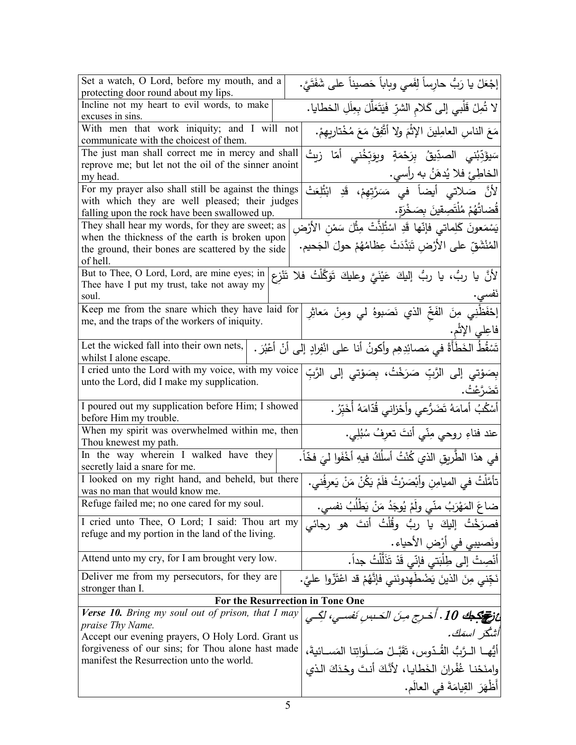| | |
|---|---|
| Set a watch, O Lord, before my mouth, and a protecting door round about my lips. | إجْعَلْ يا رَبُّ حارِساً لِفَمي وباباً حَصيناً على شَفَتَيَّ. |
| Incline not my heart to evil words, to make excuses in sins. | لا تُمِلْ قَلْبي إلى كَلامِ الشرّ فَيَتَعَلَّلَ بِعِلَلِ الخطايا. |
| With men that work iniquity; and I will not communicate with the choicest of them. | مَعَ الناسِ العامِلينَ الإثْمَ ولا أتَّفِقُ مَعَ مُخْتاريهِمْ. |
| The just man shall correct me in mercy and shall reprove me; but let not the oil of the sinner anoint my head. | سَيؤَدِّبُني الصدِّيقُ بِرَحْمَةٍ ويوَبِّخُني أمّا زيتُ الخاطِئِ فلا يُدهَنُ به رأسي. |
| For my prayer also shall still be against the things with which they are well pleased; their judges falling upon the rock have been swallowed up. | لأنَّ صَلاتي أيضاً في مَسَرَّتِهِمْ، قَدِ ابْتُلِعَتْ قُضاتُهُمْ مُلْتَصِقينَ بِصَخْرَةٍ. |
| They shall hear my words, for they are sweet; as when the thickness of the earth is broken upon the ground, their bones are scattered by the side of hell. | يَسْمَعونَ كَلِماتي فإنّها قَدِ اسْتُلِذَّتْ مِثْلَ سَمْنِ الأرْضِ المُنْشَقِّ على الأرْضِ تَبَدَّدَتْ عِظامُهُمْ حولَ الجَحيم. |
| But to Thee, O Lord, Lord, are mine eyes; in Thee have I put my trust, take not away my soul. | لأنَّ يا ربُّ، يا ربُّ إليكَ عَيْنَيَّ وعليكَ تَوَكَّلْتُ فلا تَنْزِع نَفسي. |
| Keep me from the snare which they have laid for me, and the traps of the workers of iniquity. | إحْفَظْني مِنَ الفَخِّ الذي نَصَبوهُ لي ومِنْ مَعاثِرِ فاعِلي الإثْم. |
| Let the wicked fall into their own nets, whilst I alone escape. | تَسْقُطُ الخَطَأةُ في مَصائِدِهِم وأكونُ أنا على انْفِرادٍ إلى أنْ أعْبُرَ. |
| I cried unto the Lord with my voice, with my voice unto the Lord, did I make my supplication. | بِصَوْتي إلى الرَّبِّ صَرَخْتُ، بِصَوْتي إلى الرَّبِّ تَضَرَّعْتُ. |
| I poured out my supplication before Him; I showed before Him my trouble. | أسْكُبُ أمامَهُ تَضَرُّعي وأحْزاني قُدّامَهُ أُخَبِّرُ. |
| When my spirit was overwhelmed within me, then Thou knewest my path. | عند فناءِ روحي مِنّي أنتَ تعرِفُ سُبُلِي. |
| In the way wherein I walked have they secretly laid a snare for me. | في هذا الطَّريقِ الذي كُنْتُ أسلُكُ فيهِ أخْفَوا ليَ فخّاً. |
| I looked on my right hand, and beheld, but there was no man that would know me. | تأمَّلْتُ في الميامِنِ وأبْصَرْتُ فلَمْ يَكُنْ مَنْ يَعرِفُني. |
| Refuge failed me; no one cared for my soul. | ضاعَ المَهْرَبُ منّي ولَمْ يُوجَدُ مَنْ يَطْلُبُ نفسي. |
| I cried unto Thee, O Lord; I said: Thou art my refuge and my portion in the land of the living. | فصرَخْتُ إليكَ يا ربُّ وقُلْتُ أنتَ هو رجائي ونَصيبي في أرْضِ الأحياء. |
| Attend unto my cry, for I am brought very low. | أنْصِتْ إلى طِلْبَتي فإنّي قَدْ تَذَلَّلْتُ جداً. |
| Deliver me from my persecutors, for they are stronger than I. | نَجِّني مِنَ الذينَ يَضْطَهِدونَني فإنَّهُمْ قد اعْتَزّوا عليَّ. |
| **For the Resurrection in Tone One** | |
| ***Verse 10.*** *Bring my soul out of prison, that I may praise Thy Name.* Accept our evening prayers, O Holy Lord. Grant us forgiveness of our sins; for Thou alone hast made manifest the Resurrection unto the world. | ***عدد 10.*** *أخرج مِنَ الحبسِ نفسي، لكي أشكُرَ اسمَكَ.* أيُّها الرَّبُّ القُدّوس، تَقَبَّلْ صَلَواتِنا المَسائيةَ، وامنَحْنا غُفْرانَ الخَطايا، لأنَّكَ أنتَ وحْدَكَ الذي أظْهَرَ القِيامَةَ في العالَم. |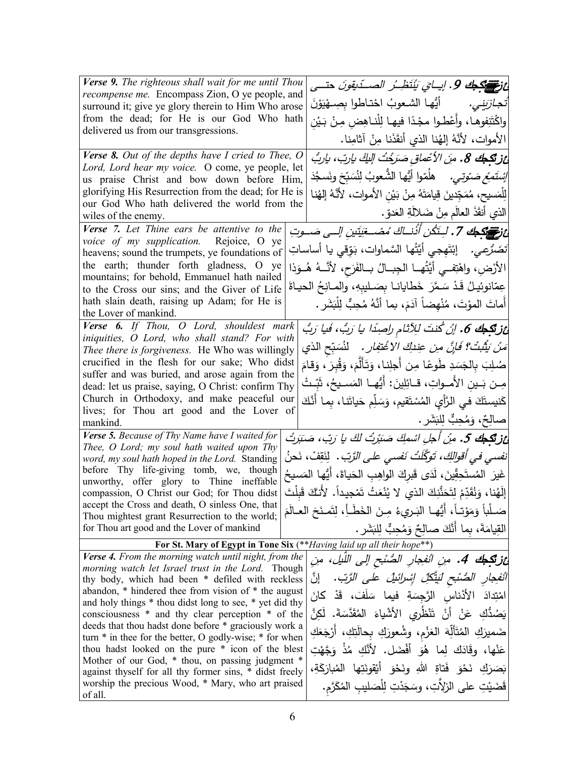| | |
|---|---|
| ***Verse 9.*** *The righteous shall wait for me until Thou recompense me.* Encompass Zion, O ye people, and surround it; give ye glory therein to Him Who arose from the dead; for He is our God Who hath delivered us from our transgressions. | ع‌زيجك 9. *إيايَ يَنْتَظِرُ الصدِّيقونَ حتى تُجازيني.* أيُّها الشعوبُ احْتاطوا بِصِهْيَوْنَ واكْتَنِفوها، وأَعْطوا مجْدًا فيها لِلْناهِضِ مِنْ بَيْنِ الأمواتِ، لأنَّهُ إلهُنا الذي أنقَذَنا مِنْ آثامِنا. |
| ***Verse 8.*** *Out of the depths have I cried to Thee, O Lord, Lord hear my voice.* O come, ye people, let us praise Christ and bow down before Him, glorifying His Resurrection from the dead; for He is our God Who hath delivered the world from the wiles of the enemy. | ع‌زيجك 8. *مِنَ الأعْماقِ صَرَخْتُ إليكَ يارَبُّ، يارَبُّ إسْتَمِعْ صَوْتي.* هلُمّوا أيُّها الشُّعوبُ لِنُسَبِّحَ ونَسجُدَ لِلْمَسيحِ، مُمَجِّدينَ قِيامَتَهُ مِنْ بَيْنِ الأمواتِ، لأنَّهُ إلهُنا الذي أنقَذَ العالَمَ مِنْ ضَلالَةِ العَدوّ. |
| ***Verse 7.*** *Let Thine ears be attentive to the voice of my supplication.* Rejoice, O ye heavens; sound the trumpets, ye foundations of the earth; thunder forth gladness, O ye mountains; for behold, Emmanuel hath nailed to the Cross our sins; and the Giver of Life hath slain death, raising up Adam; for He is the Lover of mankind. | ع‌زيجك 7. *لِتَكُن أُذُناكَ مُصْغِيَتَينِ إلى صَوتِ تَضَرُّعي.* إبْتَهِجي أيَّتُها السَّماوات، بَوِّقي يا أساساتِ الأرضِ، واهْتِفي أيَّتُها الجِبالُ بالفَرَحِ، لأنَّهُ هُوَذا عِمّانوئيلُ قَدْ سَمَّرَ خَطايانا بِصَليبِهِ، والمانِحُ الحياةَ أماتَ الموْتَ، مُنْهِضاً آدَمَ، بما أنَّهُ مُحِبٌّ لِلْبَشَر. |
| ***Verse 6.*** *If Thou, O Lord, shouldest mark iniquities, O Lord, who shall stand? For with Thee there is forgiveness.* He Who was willingly crucified in the flesh for our sake; Who didst suffer and was buried, and arose again from the dead: let us praise, saying, O Christ: confirm Thy Church in Orthodoxy, and make peaceful our lives; for Thou art good and the Lover of mankind. | ع‌زيجك 6. *إنْ كُنتَ لِلآثامِ راصِدًا يا رَبُّ، فَيا رَبُّ مَنْ يَثْبُتُ؟ فَإنَّ مِن عِندِكَ الاغْتِفار.* لِنُسَبِّح الذي صُلِبَ بِالجَسَدِ طَوعًا مِن أجلِنا، وَتألَّمَ، وَقُبِرَ، وَقامَ مِن بَينِ الأمواتِ، قائِلِينَ: أيُّها المَسيحُ، ثَبِّتْ كَنيسَتَكَ في الرَّأيِ المُسْتَقيم، وَسَلِّم حَياتَنا، بِما أنَّكَ صالِحٌ، وَمُحِبٌّ لِلبَشَر. |
| ***Verse 5.*** *Because of Thy Name have I waited for Thee, O Lord; my soul hath waited upon Thy word, my soul hath hoped in the Lord.* Standing before Thy life-giving tomb, we, though unworthy, offer glory to Thine ineffable compassion, O Christ our God; for Thou didst accept the Cross and death, O sinless One, that Thou mightest grant Resurrection to the world; for Thou art good and the Lover of mankind | ع‌زيجك 5. *مِنْ أجلِ اسْمِكَ صَبَرْتُ لكَ يا رَبّ، صَبَرَتْ نفسي في أقوالِكَ، تَوَكَّلَتْ نَفسي على الرَّبّ.* لِنَقِفْ، نَحنُ غَيرَ المُستَحِقِّينَ، لَدَى قَبرِكَ الواهِبِ الحَياةَ، أيُّها المَسيحُ إلَهُنا، وَنُقَدِّمْ لِتَحَنُّنِكَ الذي لا يُنْعَتُ تَمْجيداً. لأنَّكَ قَبِلْتَ صَلْباً وَمَوْتاً، أيُّها البَريءُ مِنَ الخَطَأ، لِتَمنَحَ العالَمَ القِيامَةَ، بِما أنَّكَ صالِحٌ وَمُحِبٌّ لِلْبَشَر. |
| **For St. Mary of Egypt in Tone Six** (***Having laid up all their hope***) | |
| ***Verse 4.*** *From the morning watch until night, from the morning watch let Israel trust in the Lord.* Though thy body, which had been * defiled with reckless abandon, * hindered thee from vision of * the august and holy things * thou didst long to see, * yet did thy consciousness * and thy clear perception * of the deeds that thou hadst done before * graciously work a turn * in thee for the better, O godly-wise; * for when thou hadst looked on the pure * icon of the blest Mother of our God, * thou, on passing judgment * against thyself for all thy former sins, * didst freely worship the precious Wood, * Mary, who art praised of all. | ع‌زيجك 4. *مِن انْفِجارِ الصُّبْحِ إلى اللَّيلِ، مِن انْفِجارِ الصُّبْحِ لِيَتَّكِلْ إسْرائيلُ على الرَّبّ.* إنَّ امْتِدادَ الأدْناسِ الرَّجِسَةِ فيما سَلَفَ، قَدْ كانَ يَصُدُّكِ عَنْ أنْ تَنْظُري الأشْياءَ المُقَدَّسَةَ. لَكِنَّ ضَميرَكِ المُتَأَلِّهَ العَزْمِ، وشُعورَكِ بِحالَتِكِ، أرْجَعَكِ عَنْها، وقادَكِ لِما هُوَ أفْضَل. لأنَّكِ مُذْ وَجَّهْتِ بَصَرَكِ نَحْوَ فَتاةِ اللهِ ونَحْوَ أيْقونَتِها المُبارَكَةِ، قَضَيْتِ على الزلاّتِ، وسَجَدْتِ لِلْصَليبِ المُكَرَّم. |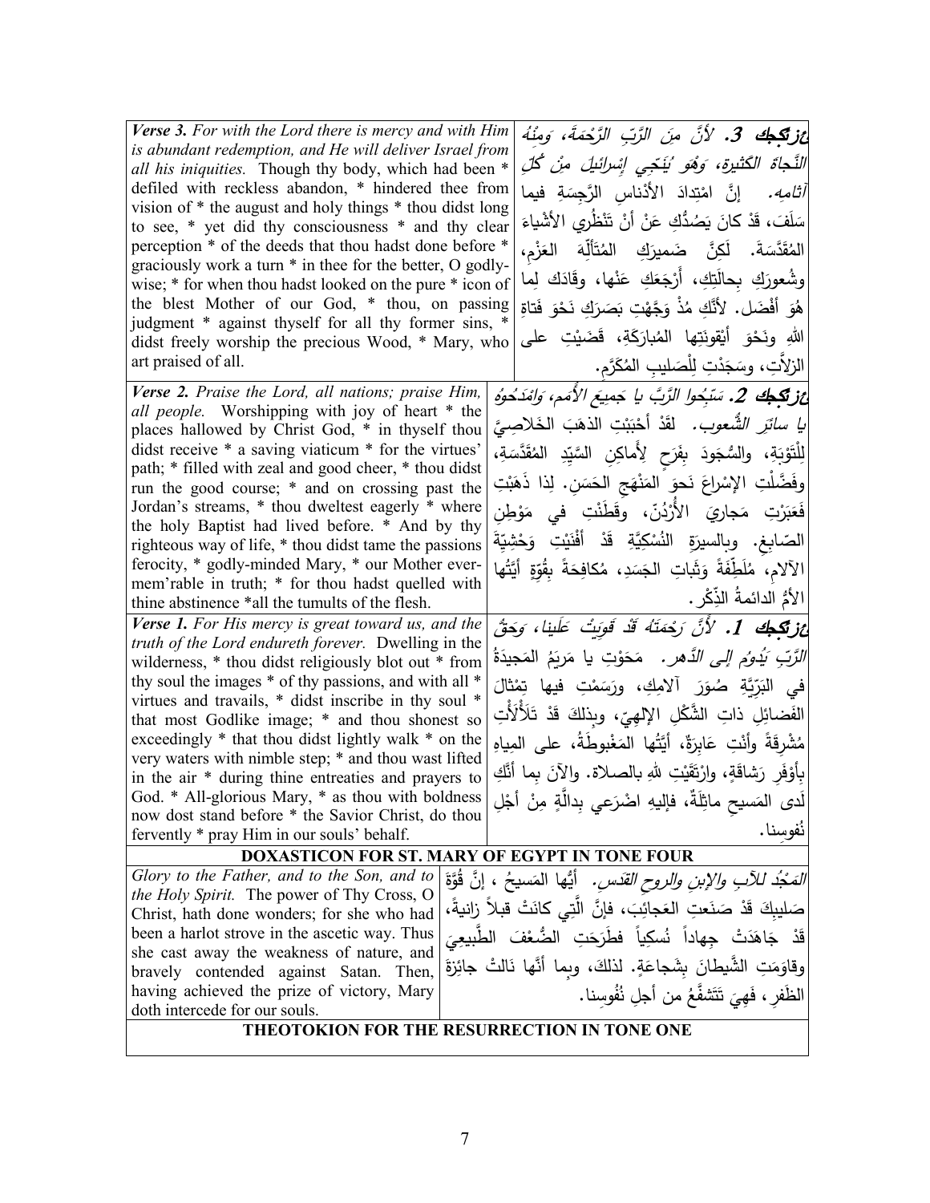| | |
|---|---|
| ***Verse 3.*** *For with the Lord there is mercy and with Him is abundant redemption, and He will deliver Israel from all his iniquities.* Though thy body, which had been * defiled with reckless abandon, * hindered thee from vision of * the august and holy things * thou didst long to see, * yet did thy consciousness * and thy clear perception * of the deeds that thou hadst done before * graciously work a turn * in thee for the better, O godly-wise; * for when thou hadst looked on the pure * icon of the blest Mother of our God, * thou, on passing judgment * against thyself for all thy former sins, * didst freely worship the precious Wood, * Mary, who art praised of all. | ***عزكجك 3.*** *لأنَّ مِنَ الرَّبِّ الرَّحْمَةَ، وَمِنْهُ النَّجاةَ الكَثيرة، وَهُوَ يُنَجّي إِسْرائيلَ مِنْ كُلِّ آثامِه.* إنَّ امْتِدادَ الأَدْناسِ الرَّجِسَةِ فيما سَلَفَ، قَدْ كانَ يَصُدُّكِ عَنْ أنْ تَنْظُرِي الأشْياءَ المُقَدَّسَةَ. لَكِنَّ ضَميرَكِ المُتَأَلِّهَ العَزْمِ، وشُعورَكِ بحالَتِكِ، أَرْجَعَكِ عَنْها، وقَادَكِ لِما هُوَ أفْضَل. لأنَّكِ مُذْ وَجَّهْتِ بَصَرَكِ نَحْوَ فَتاةِ اللهِ ونَحْوَ أيْقونَتِها المُبارَكَةِ، قَضَيْتِ على الزلاَّتِ، وسَجَدْتِ لِلْصَليبِ المُكَرَّم. |
| ***Verse 2.*** *Praise the Lord, all nations; praise Him, all people.* Worshipping with joy of heart * the places hallowed by Christ God, * in thyself thou didst receive * a saving viaticum * for the virtues' path; * filled with zeal and good cheer, * thou didst run the good course; * and on crossing past the Jordan's streams, * thou dweltest eagerly * where the holy Baptist had lived before. * And by thy righteous way of life, * thou didst tame the passions ferocity, * godly-minded Mary, * our Mother ever-mem'rable in truth; * for thou hadst quelled with thine abstinence *all the tumults of the flesh. | ***عزكجك 2.*** *سَبِّحوا الرَّبَّ يا جَميعَ الأُمَمِ، وامْدَحُوهُ يا سائِرَ الشُّعوب.* لقَدْ أحْبَبْتِ الذهَبَ الخَلاصِيَّ لِلْتَوْبَةِ، والسُّجودَ بِفَرَحٍ لِأَماكِنِ السَّيّدِ المُقَدَّسَةِ، وفَضَّلْتِ الإسْراعَ نَحوَ المَنْهَجِ الحَسَنِ. لذا ذَهَبْتِ فَعَبَرْتِ مَجارِيَ الأُرْدُنِّ، وقَطَنْتِ في مَوْطِنِ الصّابِغِ. وبالسيرَةِ النُسْكِيَّةِ قَدْ أفْنَيْتِ وَحْشِيَّةَ الآلامِ، مُلَطِّفَةً وَثَباتِ الجَسَدِ، مُكافِحَةً بِقُوَّةٍ أيَّتُها الأمُّ الدائمةُ الذِّكْر. |
| ***Verse 1.*** *For His mercy is great toward us, and the truth of the Lord endureth forever.* Dwelling in the wilderness, * thou didst religiously blot out * from thy soul the images * of thy passions, and with all * virtues and travails, * didst inscribe in thy soul * that most Godlike image; * and thou shonest so exceedingly * that thou didst lightly walk * on the very waters with nimble step; * and thou wast lifted in the air * during thine entreaties and prayers to God. * All-glorious Mary, * as thou with boldness now dost stand before * the Savior Christ, do thou fervently * pray Him in our souls' behalf. | ***عزكجك 1.*** *لأنَّ رَحْمَتَهُ قَدْ قَوِيَتْ عَلَينا، وَحَقُّ الرَّبِّ يَدُومُ إلى الدَّهر.* مَحَوْتِ يا مَريَمُ المَجيدَةُ في البَرِّيَّةِ صُوَرَ آلامِكِ، ورَسَمْتِ فيها تِمْثالَ الفَضائِلِ ذاتِ الشَّكْلِ الإلهِيّ، وبِذلِكَ قَدْ تَلأْلأْتِ مُشْرِقَةً وأنْتِ عابِرَةٌ، أيَّتُها المَغْبوطَةُ، على المِياهِ بِأوْفَرِ رَشاقَةٍ، وارْتَقَيْتِ للهِ بالصلاة. والآنَ بما أنَّكِ لَدى المَسيحِ ماثِلَةٌ، فإليهِ اضْرَعي بِدالَّةٍ مِنْ أجْلِ نُفوسِنا. |

**DOXASTICON FOR ST. MARY OF EGYPT IN TONE FOUR**

| | |
|---|---|
| *Glory to the Father, and to the Son, and to the Holy Spirit.* The power of Thy Cross, O Christ, hath done wonders; for she who had been a harlot strove in the ascetic way. Thus she cast away the weakness of nature, and bravely contended against Satan. Then, having achieved the prize of victory, Mary doth intercede for our souls. | *المَجْدُ للآبِ والإبنِ والروحِ القدس.* أيُّها المَسيحُ ، إنَّ قُوَّةَ صَليبِكَ قَدْ صَنَعتِ العَجائِبَ، فإنَّ الَّتي كانَتْ قبلاً زانيةً، قَدْ جَاهَدَتْ جِهاداً نُسكِياً فطَرَحَتِ الضُّعْفَ الطَّبيعِيَ وقاوَمَتِ الشَّيطانَ بِشَجاعَةٍ. لذلكَ، وبِما أنَّها نَالتْ جائِزَةَ الظَفرِ، فَهِيَ تَتَشفَّعُ من أجلِ نُفُوسِنا. |

**THEOTOKION FOR THE RESURRECTION IN TONE ONE**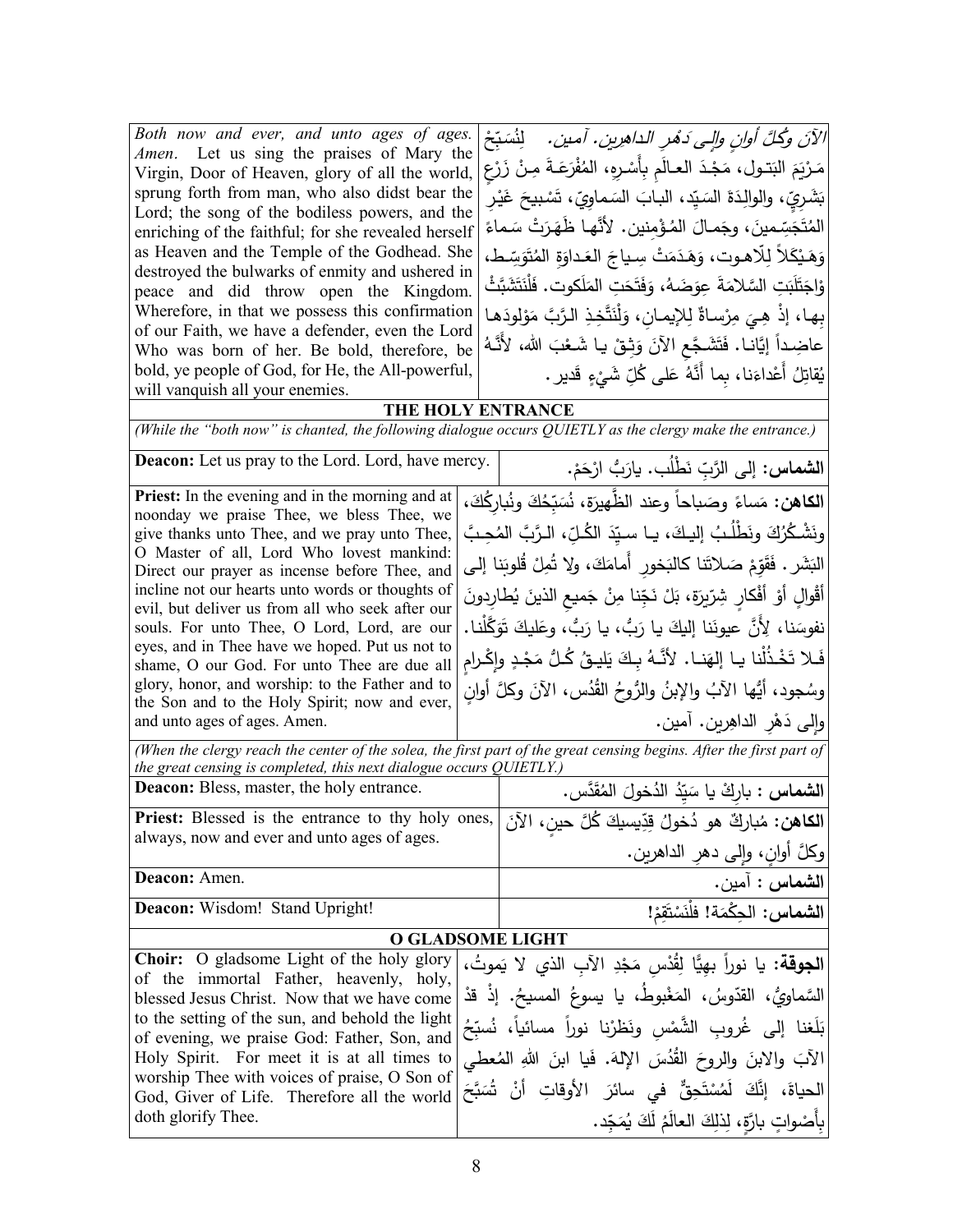| | |
|---|---|
| *Both now and ever, and unto ages of ages. Amen.* Let us sing the praises of Mary the Virgin, Door of Heaven, glory of all the world, sprung forth from man, who also didst bear the Lord; the song of the bodiless powers, and the enriching of the faithful; for she revealed herself as Heaven and the Temple of the Godhead. She destroyed the bulwarks of enmity and ushered in peace and did throw open the Kingdom. Wherefore, in that we possess this confirmation of our Faith, we have a defender, even the Lord Who was born of her. Be bold, therefore, be bold, ye people of God, for He, the All-powerful, will vanquish all your enemies. | *الآنَ وكُلَّ أوانٍ وإلى دَهْرِ الداهرين. آمين.* لِنُسَبِّحْ مَـرْيَمَ البَتـول، مَجْـدَ العـالَمِ بِأسْرِهِ، المُفْرَعَـةَ مِـنْ زَرْعٍ بَشَـرِيٍّ، والوالِـدَةَ السَيِّد، البـابَ السَـماوِيّ، تَسْبيحَ غَيْرِ المُتَجَسِّـمينَ، وجَمـالَ المُـؤْمِنين. لأنَّهـا ظَهَـرَتْ سَـماءً وَهَـيْكَلاً لِلّاهـوت، وَهَـدَمَتْ سِـياجَ العَـداوَةِ المُتَوَسِّـط، وْاجَتَلَبَتِ السَّلامَةَ عِوَضَـهُ، وَفَتَحَتِ المَلَكوت. فَلْنَتَشَبَّثْ بِهـا، إذْ هِـيَ مِرْسـاةٌ لِلإيمـانِ، وَلْنَتَّخِـذِ الـرَّبَّ مَوْلودَهـا عاضِـداً إيَّانـا. فَتَشَـجَّعِ الآنَ وَثِـقْ يـا شَـعْبَ الله، لأَنَّـهُ يُقاتِلُ أَعْداءَنا، بما أَنَّهُ عَلى كُلِّ شَيْءٍ قَدير. |

## THE HOLY ENTRANCE

*(While the "both now" is chanted, the following dialogue occurs QUIETLY as the clergy make the entrance.)*

| | |
|---|---|
| **Deacon:** Let us pray to the Lord. Lord, have mercy. | **الشماس:** إلى الرَّبِّ نَطْلُب. يارَبُّ ارْحَمْ. |
| **Priest:** In the evening and in the morning and at noonday we praise Thee, we bless Thee, we give thanks unto Thee, and we pray unto Thee, O Master of all, Lord Who lovest mankind: Direct our prayer as incense before Thee, and incline not our hearts unto words or thoughts of evil, but deliver us from all who seek after our souls. For unto Thee, O Lord, Lord, are our eyes, and in Thee have we hoped. Put us not to shame, O our God. For unto Thee are due all glory, honor, and worship: to the Father and to the Son and to the Holy Spirit; now and ever, and unto ages of ages. Amen. | **الكاهن:** مَساءً وصَباحاً وعند الظَّهيرَة، نُسَبِّحُكَ ونُبارِكُكَ، ونَشْـكُرُكَ ونَطْلُـبُ إليـكَ، يـا سـيِّدَ الكُـلِّ، الـرَّبَّ المُحِـبَّ البَشَر. فَقَوِّمْ صَلاتَنا كالبَخورِ أَمامَكَ، ولا تُمِلْ قُلوبَنا إلى أَقْوالٍ أَوْ أَفْكارٍ شِرّيرَة، بَلْ نَجِّنا مِنْ جَميعِ الذينَ يُطارِدونَ نفوسَنا، لِأَنَّ عيونَنا إليكَ يا رَبُّ، يا رَبُّ، وعَليكَ تَوَكَّلْنا. فَـلا تَخْـذُلْنا يـا إلهَنـا. لأنَّـهُ بِـكَ يَليـقُ كُـلُّ مَجْـدٍ وإكْرامٍ وسُجود، أيُّها الآبُ والإبنُ والرُّوحُ القُدُس، الآنَ وكلَّ أوانٍ وإلى دَهْرِ الداهِرين. آمين. |

*(When the clergy reach the center of the solea, the first part of the great censing begins. After the first part of the great censing is completed, this next dialogue occurs QUIETLY.)*

| | |
|---|---|
| **Deacon:** Bless, master, the holy entrance. | **الشماس :** بارِكْ يا سَيِّدُ الدُخولَ المُقَدَّس. |
| **Priest:** Blessed is the entrance to thy holy ones, always, now and ever and unto ages of ages. | **الكاهن:** مُباركٌ هو دُخولُ قِدِّيسيكَ كُلَّ حينٍ، الآنَ وكلَّ أوانٍ، وإلى دهرِ الداهرين. |
| **Deacon:** Amen. | **الشماس :** آمين. |
| **Deacon:** Wisdom! Stand Upright! | **الشماس:** الحِكْمَة! فلْنَسْتَقِمْ! |

## O GLADSOME LIGHT

| | |
|---|---|
| **Choir:** O gladsome Light of the holy glory of the immortal Father, heavenly, holy, blessed Jesus Christ. Now that we have come to the setting of the sun, and behold the light of evening, we praise God: Father, Son, and Holy Spirit. For meet it is at all times to worship Thee with voices of praise, O Son of God, Giver of Life. Therefore all the world doth glorify Thee. | **الجوقة:** يا نوراً بهيًّا لِقُدْسِ مَجْدِ الآبِ الذي لا يَموتُ، السَّماويُّ، القدّوسُ، المَغْبوطُ، يا يسوعُ المسيحُ. إذْ قدْ بَلَغنا إلى غُروبِ الشَّمْسِ ونَظَرْنا نوراً مسائياً، نُسبِّحُ الآبَ والابنَ والروحَ القُدُسَ الإلهَ. فَيا ابنَ اللهِ المُعطي الحياةَ، إنَّكَ لَمُسْتَحِقٌّ في سائرَ الأوقاتِ أنْ تُسَبَّحَ بِأَصْواتٍ بارَّةٍ، لِذلِكَ العالَمُ لَكَ يُمَجِّد. |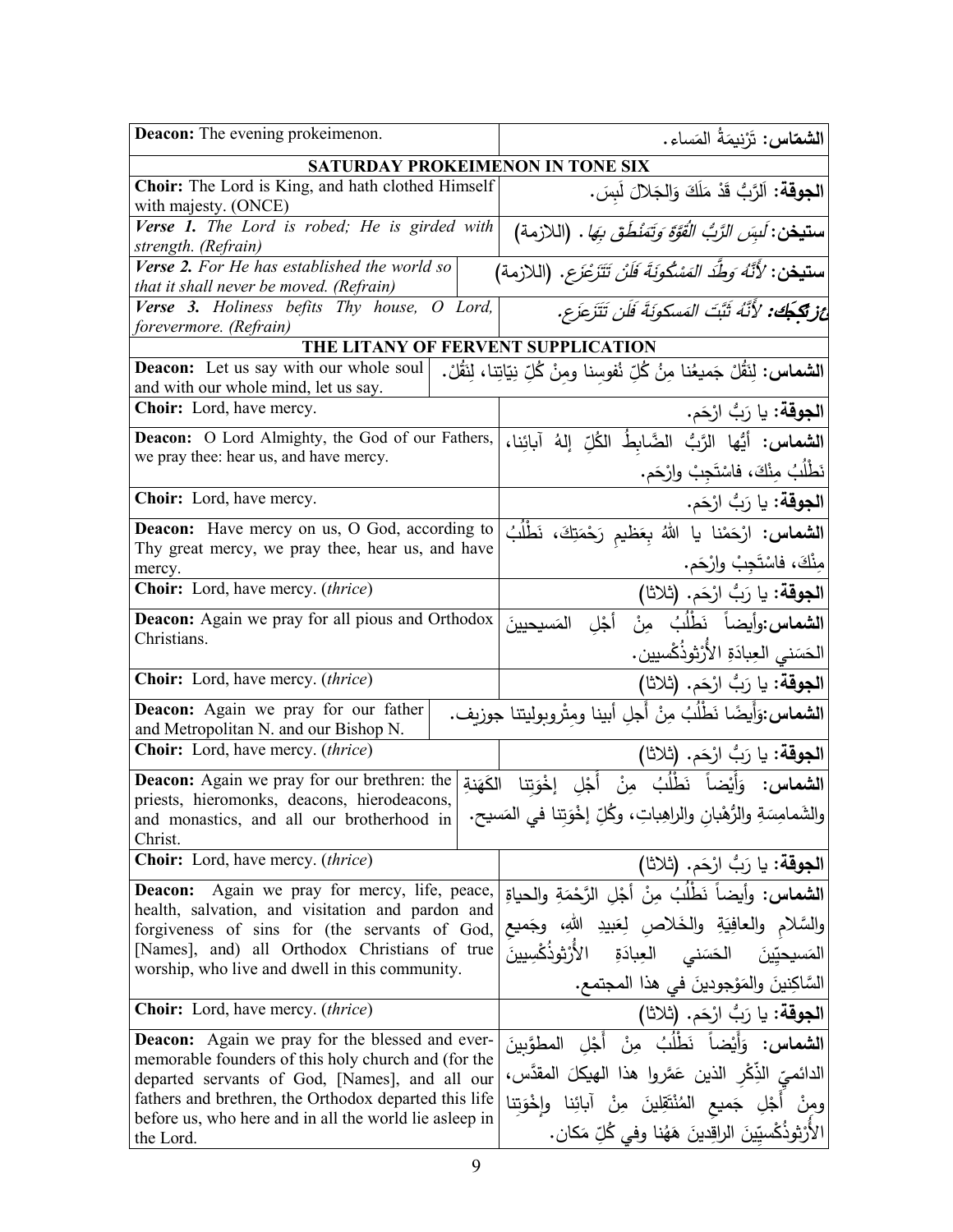| English | Arabic |
|---|---|
| **Deacon:** The evening prokeimenon. | **الشمّاس:** تَرْنيمَةُ المَساء. |
| **SATURDAY PROKEIMENON IN TONE SIX** | |
| **Choir:** The Lord is King, and hath clothed Himself with majesty. (ONCE) | **الجوقة:** اَلرَّبُّ قَدْ مَلَكَ وَالجَلالَ لَبِسَ. |
| ***Verse 1.*** *The Lord is robed; He is girded with strength. (Refrain)* | **ستيخن:** *لَبِسَ الرَّبُّ القُوَّةَ وَتَمَنْطَقَ بِهَا.* (اللازمة) |
| ***Verse 2.*** *For He has established the world so that it shall never be moved. (Refrain)* | **ستيخن:** *لأَنَّهُ وَطَّدَ المَسْكُونَةَ فَلَنْ تَتَزَعْزَع.* (اللازمة) |
| ***Verse 3.*** *Holiness befits Thy house, O Lord, forevermore. (Refrain)* | ***عزتكيك:*** *لأَنَّهُ ثَبَّتَ المَسكونَةَ فَلَن تَتَزَعزَع.* |
| **THE LITANY OF FERVENT SUPPLICATION** | |
| **Deacon:** Let us say with our whole soul and with our whole mind, let us say. | **الشماس:** لِنَقُلْ جَميعُنا مِنْ كُلِّ نُفوسِنا ومِنْ كُلِّ نِيّاتِنا، لِنَقُلْ. |
| **Choir:** Lord, have mercy. | **الجوقة:** يا رَبُّ ارْحَم. |
| **Deacon:** O Lord Almighty, the God of our Fathers, we pray thee: hear us, and have mercy. | **الشماس:** أيُّها الرَّبُّ الضَّابِطُ الكُلِّ إلهُ آبائِنا، نَطْلُبُ مِنْكَ، فاسْتَجِبْ وارْحَم. |
| **Choir:** Lord, have mercy. | **الجوقة:** يا رَبُّ ارْحَم. |
| **Deacon:** Have mercy on us, O God, according to Thy great mercy, we pray thee, hear us, and have mercy. | **الشماس:** ارْحَمْنا يا اللهُ بِعَظيمِ رَحْمَتِكَ، نَطْلُبُ مِنْكَ، فاسْتَجِبْ وارْحَم. |
| **Choir:** Lord, have mercy. (*thrice*) | **الجوقة:** يا رَبُّ ارْحَم. (ثلاثا) |
| **Deacon:** Again we pray for all pious and Orthodox Christians. | **الشماس:** وأيضاً نَطْلُبُ مِنْ أَجْلِ المَسيحيينَ الحَسَني العِبادَةِ الأُرْثوذُكْسيين. |
| **Choir:** Lord, have mercy. (*thrice*) | **الجوقة:** يا رَبُّ ارْحَم. (ثلاثا) |
| **Deacon:** Again we pray for our father and Metropolitan N. and our Bishop N. | **الشماس:** وَأَيضًا نَطْلُبُ مِنْ أَجلِ أبينا ومِتْروبوليتنا جوزيف. |
| **Choir:** Lord, have mercy. (*thrice*) | **الجوقة:** يا رَبُّ ارْحَم. (ثلاثا) |
| **Deacon:** Again we pray for our brethren: the priests, hieromonks, deacons, hierodeacons, and monastics, and all our brotherhood in Christ. | **الشماس:** وَأَيْضاً نَطْلُبُ مِنْ أَجْلِ إخْوَتِنا الكَهَنَةِ والشَمامِسَةِ والرُّهْبانِ والراهِباتِ، وكُلِّ إخْوَتِنا في المَسيح. |
| **Choir:** Lord, have mercy. (*thrice*) | **الجوقة:** يا رَبُّ ارْحَم. (ثلاثا) |
| **Deacon:** Again we pray for mercy, life, peace, health, salvation, and visitation and pardon and forgiveness of sins for (the servants of God, [Names], and) all Orthodox Christians of true worship, who live and dwell in this community. | **الشماس:** وأيضاً نَطْلُبُ مِنْ أَجْلِ الرَّحْمَةِ والحياةِ والسَّلامِ والعافِيَةِ والخَلاصِ لِعَبيدِ اللهِ، وجَميعِ المَسيحيّينَ الحَسَني العِبادَةِ الأُرْثوذُكْسِيينَ السَّاكِنينَ والمَوْجودينَ في هذا المجتمع. |
| **Choir:** Lord, have mercy. (*thrice*) | **الجوقة:** يا رَبُّ ارْحَم. (ثلاثا) |
| **Deacon:** Again we pray for the blessed and ever-memorable founders of this holy church and (for the departed servants of God, [Names], and all our fathers and brethren, the Orthodox departed this life before us, who here and in all the world lie asleep in the Lord. | **الشماس:** وَأَيْضاً نَطْلُبُ مِنْ أَجْلِ المطوَّبينَ الدائميّ الذِّكْرِ الذين عَمَّروا هذا الهيكلَ المقدَّس، ومِنْ أَجْلِ جَميعِ المُنْتَقِلينَ مِنْ آبائِنا وإخْوَتِنا الأُرْثوذُكْسِيّينَ الراقِدينَ هَهُنا وفي كُلِّ مَكان. |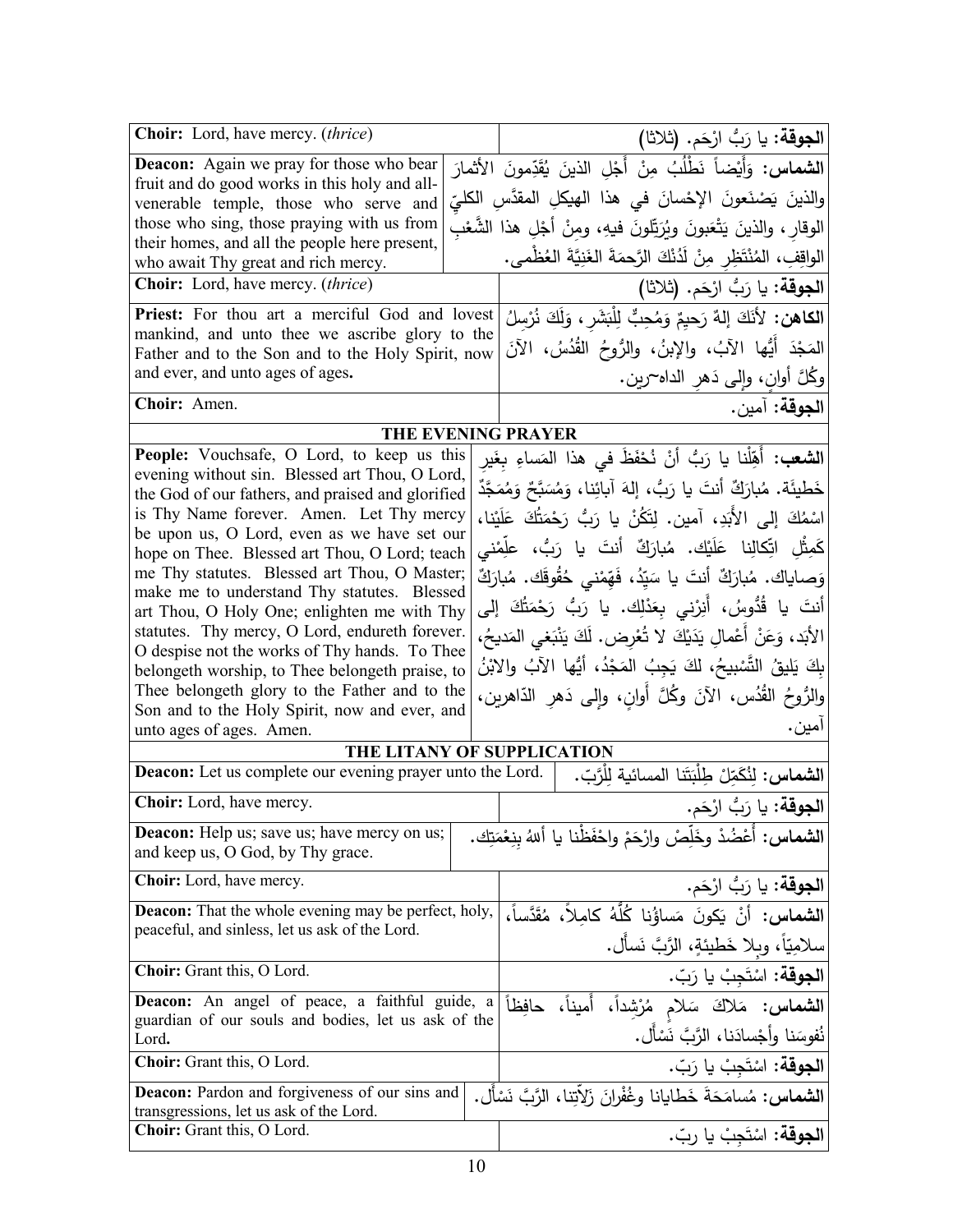| English | Arabic |
|---|---|
| **Choir:** Lord, have mercy. (*thrice*) | **الجوقة:** يا رَبُّ ارْحَم. (ثلاثا) |
| **Deacon:** Again we pray for those who bear fruit and do good works in this holy and all-venerable temple, those who serve and those who sing, those praying with us from their homes, and all the people here present, who await Thy great and rich mercy. | **الشماس:** وَأَيْضاً نَطْلُبُ مِنْ أَجْلِ الذينَ يُقَدِّمونَ الأثمارَ والذينَ يَصْنَعونَ الإحْسانَ في هذا الهيكلِ المقدَّسِ الكليِّ الوقارِ، والذينَ يَتْعَبونَ ويُرَتِّلونَ فيهِ، ومِنْ أَجْلِ هذا الشَّعْبِ الواقِفِ، المُنْتَظِرِ مِنْ لَدُنْكَ الرَّحمَةَ الغَنِيَّةَ العُظْمى. |
| **Choir:** Lord, have mercy. (*thrice*) | **الجوقة:** يا رَبُّ ارْحَم. (ثلاثا) |
| **Priest:** For thou art a merciful God and lovest mankind, and unto thee we ascribe glory to the Father and to the Son and to the Holy Spirit, now and ever, and unto ages of ages. | **الكاهن:** لأنَكَ إلهٌ رَحيمٌ وَمُحِبٌّ لِلْبَشَرِ، وَلَكَ نُرْسِلُ المَجْدَ أَيُّها الآبُ، والإبنُ، والرُوحُ القُدُسُ، الآنَ وكُلَّ أوانٍ، وإلى دَهرِ الداهِرين. |
| **Choir:** Amen. | **الجوقة:** آمين. |

## THE EVENING PRAYER

| English | Arabic |
|---|---|
| **People:** Vouchsafe, O Lord, to keep us this evening without sin. Blessed art Thou, O Lord, the God of our fathers, and praised and glorified is Thy Name forever. Amen. Let Thy mercy be upon us, O Lord, even as we have set our hope on Thee. Blessed art Thou, O Lord; teach me Thy statutes. Blessed art Thou, O Master; make me to understand Thy statutes. Blessed art Thou, O Holy One; enlighten me with Thy statutes. Thy mercy, O Lord, endureth forever. O despise not the works of Thy hands. To Thee belongeth worship, to Thee belongeth praise, to Thee belongeth glory to the Father and to the Son and to the Holy Spirit, now and ever, and unto ages of ages. Amen. | **الشعب:** أَهِّلْنا يا رَبُّ أَنْ نُحْفَظَ في هذا المَساءِ بِغَيرِ خَطيئَة. مُبارَكٌ أنتَ يا رَبُّ، إلهَ آبائِنا، وَمُسَبَّحٌ وَمُمَجَّدٌ اسْمُكَ إلى الأَبَدِ، آمين. لِتَكُنْ يا رَبُّ رَحْمَتُكَ عَلَيْنا، كَمِثْلِ اتِّكالِنا عَلَيْك. مُبارَكٌ أنتَ يا رَبُّ، علِّمْني وَصاياك. مُبارَكٌ أنتَ يا سَيِّدُ، فَهِّمْني حُقُوقَك. مُبارَكٌ أنتَ يا قُدُّوسُ، أَنِرْني بِعَدْلِك. يا رَبُّ رَحْمَتُكَ إلى الأَبَد، وَعَنْ أَعْمالِ يَدَيْكَ لا تُعْرِض. لَكَ يَنْبَغي المَديحُ، بِكَ يَليقُ التَّسْبيحُ، لكَ يَجِبُ المَجْدُ، أيُّها الآبُ والابْنُ والرُّوحُ القُدُس، الآنَ وكُلَّ أَوانٍ، وإلى دَهرِ الدّاهرين، آمين. |

## THE LITANY OF SUPPLICATION

| English | Arabic |
|---|---|
| **Deacon:** Let us complete our evening prayer unto the Lord. | **الشماس:** لِنُكَمِّلْ طِلْبَتَنا المسائية لِلْرَّبّ. |
| **Choir:** Lord, have mercy. | **الجوقة:** يا رَبُّ ارْحَم. |
| **Deacon:** Help us; save us; have mercy on us; and keep us, O God, by Thy grace. | **الشماس:** أَعْضُدْ وخَلِّصْ وارْحَمْ واحْفَظْنا يا أللهُ بِنِعْمَتِك. |
| **Choir:** Lord, have mercy. | **الجوقة:** يا رَبُّ ارْحَم. |
| **Deacon:** That the whole evening may be perfect, holy, peaceful, and sinless, let us ask of the Lord. | **الشماس:** أَنْ يَكونَ مَساؤُنا كُلُّهُ كامِلاً، مُقَدَّساً، سلامِيّاً، وبِلا خَطيئةٍ، الرَّبَّ نَسأَل. |
| **Choir:** Grant this, O Lord. | **الجوقة:** اسْتَجِبْ يا رَبّ. |
| **Deacon:** An angel of peace, a faithful guide, a guardian of our souls and bodies, let us ask of the Lord. | **الشماس:** مَلاكَ سَلامٍ مُرْشِداً، أميناً، حافِظاً نُفوسَنا وأَجْسادَنا، الرَّبَّ نَسْأَل. |
| **Choir:** Grant this, O Lord. | **الجوقة:** اسْتَجِبْ يا رَبّ. |
| **Deacon:** Pardon and forgiveness of our sins and transgressions, let us ask of the Lord. | **الشماس:** مُسامَحَةَ خَطايانا وغُفْرانَ زَلاّتِنا، الرَّبَّ نَسْأَل. |
| **Choir:** Grant this, O Lord. | **الجوقة:** اسْتَجِبْ يا ربّ. |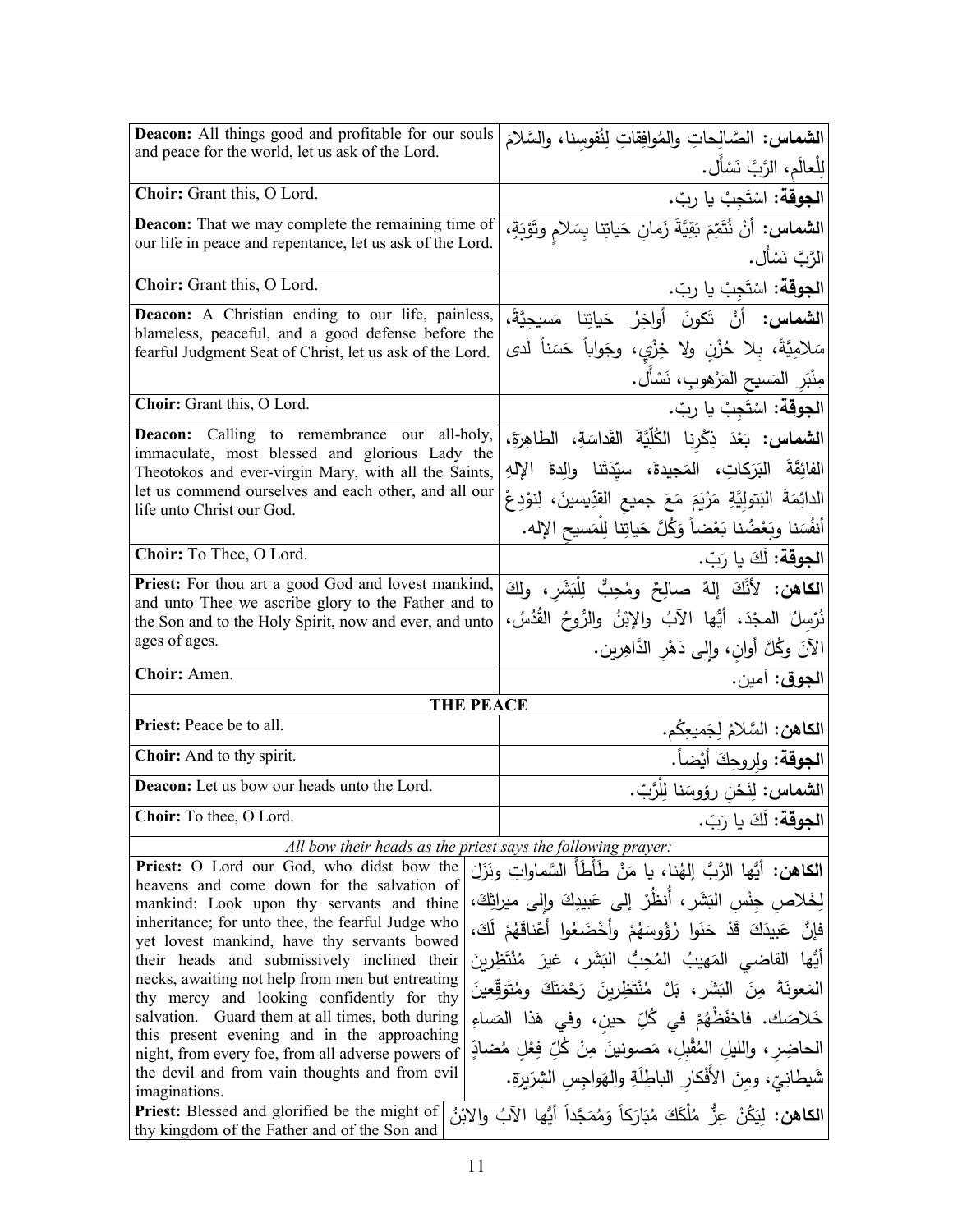| **Deacon:** All things good and profitable for our souls and peace for the world, let us ask of the Lord. | **الشماس:** الصَّالِحاتِ والمُوافِقاتِ لِنُفوسِنا، والسَّلامَ لِلْعالَمِ، الرَّبَّ نَسْأَل. |
|---|---|
| **Choir:** Grant this, O Lord. | **الجوقة:** اسْتَجِبْ يا ربّ. |
| **Deacon:** That we may complete the remaining time of our life in peace and repentance, let us ask of the Lord. | **الشماس:** أنْ نُتَمِّمَ بَقِيَّةَ زَمانِ حَياتِنا بِسَلامٍ وتَوْبَةٍ، الرَّبَّ نَسْأَل. |
| **Choir:** Grant this, O Lord. | **الجوقة:** اسْتَجِبْ يا ربّ. |
| **Deacon:** A Christian ending to our life, painless, blameless, peaceful, and a good defense before the fearful Judgment Seat of Christ, let us ask of the Lord. | **الشماس:** أنْ تَكونَ أواخِرُ حَياتِنا مَسيحِيَّةً، سَلامِيَّةً، بِلا حُزْنٍ ولا خِزْيٍ، وجَواباً حَسَناً لَدى مِنْبَرِ المَسيحِ المَرْهوبِ، نَسْأَل. |
| **Choir:** Grant this, O Lord. | **الجوقة:** اسْتَجِبْ يا ربّ. |
| **Deacon:** Calling to remembrance our all-holy, immaculate, most blessed and glorious Lady the Theotokos and ever-virgin Mary, with all the Saints, let us commend ourselves and each other, and all our life unto Christ our God. | **الشماس:** بَعْدَ ذِكْرِنا الكُلِّيَّةَ القَداسَةِ، الطاهِرَةَ، الفائِقَةَ البَرَكاتِ، المَجيدةَ، سيِّدَتَنا والِدةَ الإلهِ الدائِمَةَ البَتولِيَّةِ مَرْيَمَ مَعَ جميعِ القدِّيسينَ، لِنودِعْ أنفُسَنا وبَعْضُنا بَعْضاً وَكُلَّ حَياتِنا لِلْمَسيحِ الإله. |
| **Choir:** To Thee, O Lord. | **الجوقة:** لَكَ يا رَبّ. |
| **Priest:** For thou art a good God and lovest mankind, and unto Thee we ascribe glory to the Father and to the Son and to the Holy Spirit, now and ever, and unto ages of ages. | **الكاهن:** لأنَّكَ إلهٌ صالِحٌ ومُحِبٌّ لِلْبَشَرِ، ولكَ نُرْسِلُ المجْدَ، أيُّها الآبُ والإبْنُ والرُّوحُ القُدُسُ، الآنَ وكُلَّ أوانٍ، وإلى دَهْرِ الدَّاهِرين. |
| **Choir:** Amen. | **الجوق:** آمين. |

**THE PEACE**

| **Priest:** Peace be to all. | **الكاهن:** السَّلامُ لِجَميعِكُم. |
|---|---|
| **Choir:** And to thy spirit. | **الجوقة:** ولِروحِكَ أيْضاً. |
| **Deacon:** Let us bow our heads unto the Lord. | **الشماس:** لِنَحْنِ رؤوسَنا لِلْرَّبّ. |
| **Choir:** To thee, O Lord. | **الجوقة:** لَكَ يا رَبّ. |

*All bow their heads as the priest says the following prayer:*

| **Priest:** O Lord our God, who didst bow the heavens and come down for the salvation of mankind: Look upon thy servants and thine inheritance; for unto thee, the fearful Judge who yet lovest mankind, have thy servants bowed their heads and submissively inclined their necks, awaiting not help from men but entreating thy mercy and looking confidently for thy salvation. Guard them at all times, both during this present evening and in the approaching night, from every foe, from all adverse powers of the devil and from vain thoughts and from evil imaginations. | **الكاهن:** أيُّها الرَّبُّ إلهُنا، يا مَنْ طَأْطَأَ السَّماواتِ ونَزَلَ لِخَلاصِ جِنْسِ البَشَرِ، أُنظُرْ إلى عَبيدِكَ وإلى ميراثِكَ، فإنَّ عَبيدَكَ قَدْ حَنَوا رُؤُوسَهُمْ وأخْضَعُوا أعْناقَهُمْ لَكَ، أيُّها القاضي المَهيبُ المُحِبُّ البَشَرِ، غيرَ مُنْتَظِرينَ المَعونَةَ مِنَ البَشَرِ، بَلْ مُنْتَظِرينَ رَحْمَتَكَ ومُتَوَقِّعينَ خَلاصَك. فاحْفَظْهُمْ في كُلِّ حينٍ، وفي هَذا المَساءِ الحاضِرِ، والليلِ المُقْبِلِ، مَصونينَ مِنْ كُلِّ فِعْلٍ مُضادٍّ شَيطانِيٍّ، ومِنَ الأَفْكارِ الباطِلَةِ والهَواجِسِ الشِّرِّيرَة. |
|---|---|
| **Priest:** Blessed and glorified be the might of thy kingdom of the Father and of the Son and | **الكاهن:** لِيَكُنْ عِزُّ مُلْكِكَ مُبَارَكاً وَمُمَجَّداً أيُّها الآبُ والابْنُ |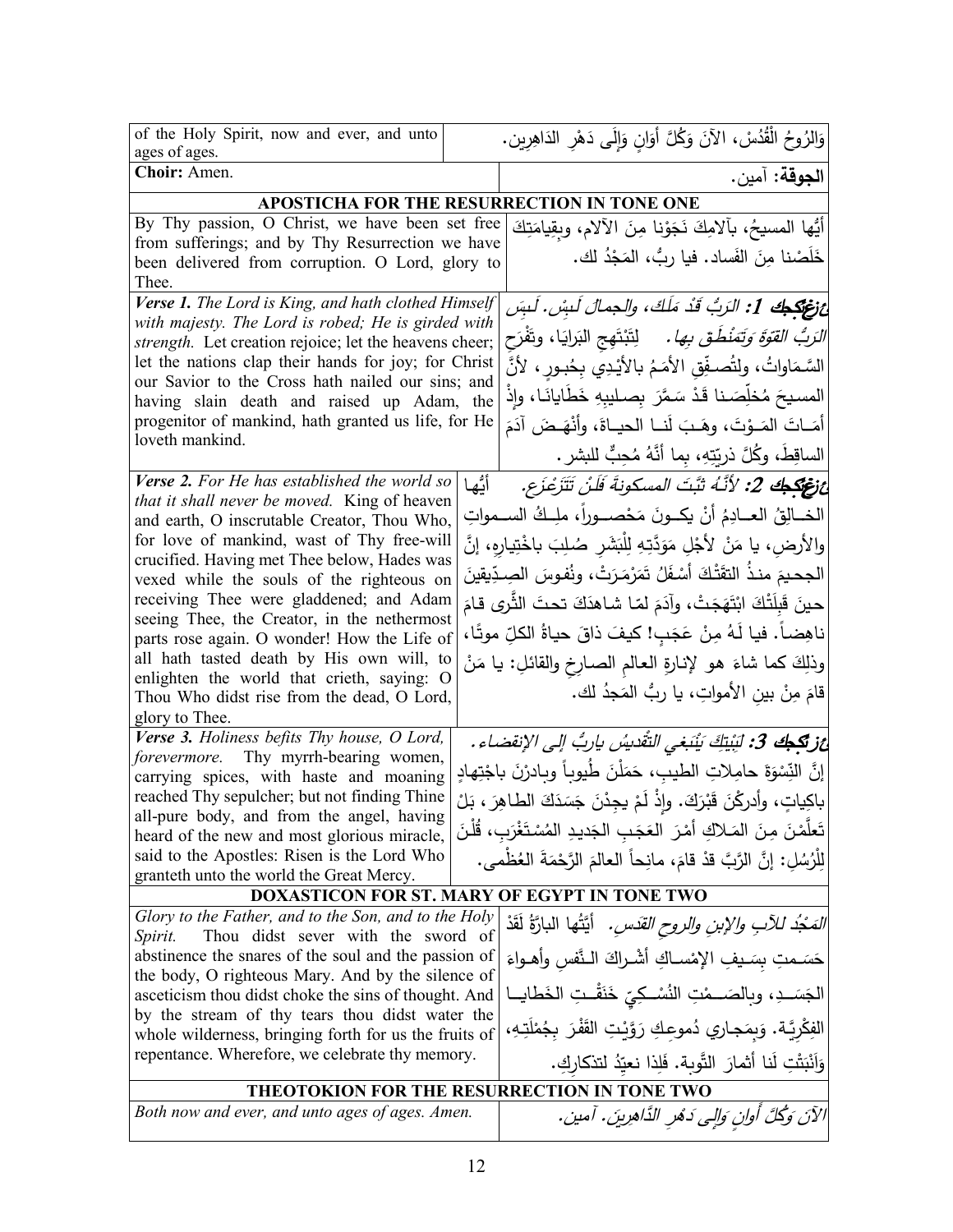| | |
|---|---|
| of the Holy Spirit, now and ever, and unto ages of ages. | وَالرُوحُ الْقُدُسْ، الآنَ وَكُلَّ أَوَانٍ وَإِلَى دَهْرِ الدَاهِرِين. |
| **Choir:** Amen. | **الجوقة:** آمين. |
| **APOSTICHA FOR THE RESURRECTION IN TONE ONE** | |
| By Thy passion, O Christ, we have been set free from sufferings; and by Thy Resurrection we have been delivered from corruption. O Lord, glory to Thee. | أيُّها المسيحُ، بآلامِكَ نَجَوْنا مِنَ الآلام، وبقِيامَتِكَ خَلَصْنا مِنَ الفَساد. فيا ربُّ، المَجْدُ لك. |
| ***Verse 1.*** *The Lord is King, and hath clothed Himself with majesty. The Lord is robed; He is girded with strength.* Let creation rejoice; let the heavens cheer; let the nations clap their hands for joy; for Christ our Savior to the Cross hath nailed our sins; and having slain death and raised up Adam, the progenitor of mankind, hath granted us life, for He loveth mankind. | ***ع:*** *1: الرَبُّ قَدْ مَلَكَ، والجمالَ لَبِسْ. لَبِسَ الرَبُّ القوّةَ وَتَمَنْطَقَ بِها.* لِتَبْتَهِجِ البَرايَا، وتَفْرَحِ السَّمَاواتُ، ولتُصفِّقِ الأمَمُ بالأيْدِي بِحُبورٍ، لأنَّ المسيحَ مُخلِّصَنا قَدْ سَمَّرَ بِصليبِهِ خَطَايانَا، وإذْ أمَاتَ المَوْتَ، وهَبَ لَنا الحياةَ، وأنْهَضَ آدَمَ الساقِطَ، وكُلَّ ذريّتِهِ، بِما أنَّهُ مُحِبٌّ للبشر. |
| ***Verse 2.*** *For He hath established the world so that it shall never be moved.* King of heaven and earth, O inscrutable Creator, Thou Who, for love of mankind, wast of Thy free-will crucified. Having met Thee below, Hades was vexed while the souls of the righteous on receiving Thee were gladdened; and Adam seeing Thee, the Creator, in the nethermost parts rose again. O wonder! How the Life of all hath tasted death by His own will, to enlighten the world that crieth, saying: O Thou Who didst rise from the dead, O Lord, glory to Thee. | ***ع:*** *2: لأنَّهُ ثَبَّتَ المسكونةَ فَلَنْ تَتَزعْزَع.* أيُّها الخالِقُ العادِمُ أنْ يكونَ مَحْصوراً، مَلِكُ السمواتِ والأرضِ، يا مَنْ لأجْلِ مَوَدَّتِهِ لِلْبَشَرِ صُلِبَ باخْتِيارِهِ، إنَّ الجحيمَ منذُ التقَتْكَ أسْفَلُ تَمَرْمَرَتْ، ونُفوسَ الصِدِّيقينَ حينَ قَبِلَتْكَ ابْتَهَجَتْ، وآدَمَ لمّا شاهدَكَ تحتَ الثَّرى قامَ ناهِضاً. فيا لَهُ مِنْ عَجَبٍ! كيفَ ذاقَ حياةُ الكلِّ موتًا، وذلِكَ كما شاءَ هو لإنارةِ العالمِ الصارخِ والقائلِ: يا مَنْ قامَ مِنْ بينِ الأمواتِ، يا ربُّ المَجدُ لك. |
| ***Verse 3.*** *Holiness befits Thy house, O Lord, forevermore.* Thy myrrh-bearing women, carrying spices, with haste and moaning reached Thy sepulcher; but not finding Thine all-pure body, and from the angel, having heard of the new and most glorious miracle, said to the Apostles: Risen is the Lord Who granteth unto the world the Great Mercy. | ***ع:*** *3: لِبَيْتِكَ يَنْبَغي التَّقديسُ ياربُّ إلى الإنقضاء.* إنَّ النِّسْوَةَ حامِلاتِ الطيبِ، حَمَلْنَ طُيوباً وبادرْنَ باجْتِهادٍ باكِياتٍ، وأدركْنَ قَبْرَكَ. وإذْ لَمْ يجِدْنَ جَسَدَكَ الطاهِرَ، بَلْ تَعلَّمْنَ مِنَ المَلاكِ أمْرَ العَجَبِ الجَديدِ المُسْتَغْرَبِ، قُلْنَ لِلْرُسُلِ: إنَّ الرَّبَّ قدْ قامَ، مانِحاً العالمَ الرَّحْمَةَ العُظْمى. |
| **DOXASTICON FOR ST. MARY OF EGYPT IN TONE TWO** | |
| *Glory to the Father, and to the Son, and to the Holy Spirit.* Thou didst sever with the sword of abstinence the snares of the soul and the passion of the body, O righteous Mary. And by the silence of asceticism thou didst choke the sins of thought. And by the stream of thy tears thou didst water the whole wilderness, bringing forth for us the fruits of repentance. Wherefore, we celebrate thy memory. | *المَجْدُ للآبِ والإبنِ والروحِ القدس.* أيَّتُها البارَّةُ لَقَدْ حَسَمتِ بِسَيفِ الإمْساكِ أشْراكَ النَّفسِ وأهواءَ الجَسَدِ، وبالصَمْتِ النُسْكِيِّ خَنَقْتِ الخَطايا الفِكْرِيَّة. وَبِمَجاري دُموعِكِ رَوَّيْتِ القَفْرَ بِجُمْلَتِهِ، وَأَنْبَتْتِ لَنا أثمارَ التَّوبة. فَلِذا نعيّدُ لتذكارِكِ. |
| **THEOTOKION FOR THE RESURRECTION IN TONE TWO** | |
| *Both now and ever, and unto ages of ages. Amen.* | *الآنَ وَكُلَّ أَوانٍ وَإِلى دَهْرِ الدَّاهِرينَ. آمين.* |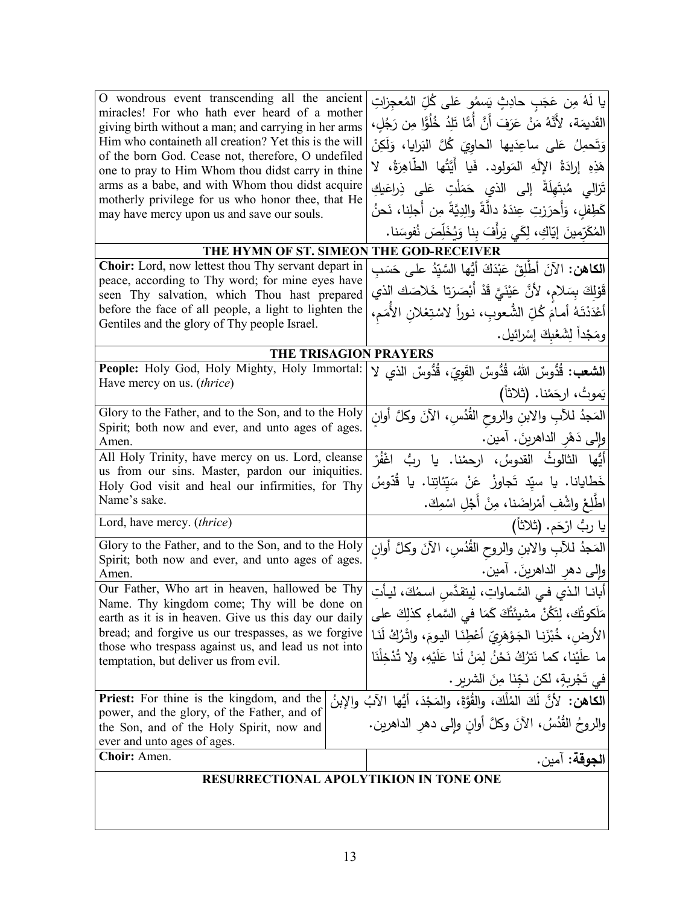| | |
|---|---|
| O wondrous event transcending all the ancient miracles! For who hath ever heard of a mother giving birth without a man; and carrying in her arms Him who containeth all creation? Yet this is the will of the born God. Cease not, therefore, O undefiled one to pray to Him Whom thou didst carry in thine arms as a babe, and with Whom thou didst acquire motherly privilege for us who honor thee, that He may have mercy upon us and save our souls. | يا لَهُ مِن عَجَبٍ حادِثٍ يَسمُو عَلى كُلِّ المُعجِزاتِ القَديمَة، لأَنَّهُ مَنْ عَرَفَ أَنَّ أُمًّا تَلِدُ خُلُوًّا مِن رَجُلٍ، وَتَحمِلُ عَلى ساعِدَيها الحاوِيَ كُلَّ البَرايا، وَلَكِنْ هَذِهِ إرادَةُ الإِلَهِ المَولود. فَيا أَيَّتُها الطّاهِرَةُ، لا تَزالي مُبتَهِلَةً إلى الذي حَمَلْتِ عَلى ذِراعَيكِ كَطِفلٍ، وَأَحرَزتِ عِندَهُ دالَّةً والِدِيَّةً مِن أَجلِنا، نَحنُ المُكَرِّمينَ إيّاكِ، لِكَي يَرأَفَ بِنا وَيُخَلِّصَ نُفوسَنا. |

## THE HYMN OF ST. SIMEON THE GOD-RECEIVER

| | |
|---|---|
| **Choir:** Lord, now lettest thou Thy servant depart in peace, according to Thy word; for mine eyes have seen Thy salvation, which Thou hast prepared before the face of all people, a light to lighten the Gentiles and the glory of Thy people Israel. | **الكاهن:** الآنَ أَطْلِقْ عَبْدَكَ أَيُّها السَّيِّدُ على حَسَبِ قَوْلِكَ بِسَلامٍ، لأَنَّ عَيْنَيَّ قَدْ أَبْصَرَتا خَلاصَكَ الذي أَعْدَدْتَهُ أَمامَ كُلِّ الشُّعوبِ، نوراً لاسْتِعْلانِ الأُمَمِ، ومَجْداً لِشَعْبِكَ إسْرائيل. |

## THE TRISAGION PRAYERS

| | |
|---|---|
| **People:** Holy God, Holy Mighty, Holy Immortal: Have mercy on us. (*thrice*) | **الشعب:** قُدُّوسٌ اللهُ، قُدُّوسٌ القَوِيّ، قُدُّوسٌ الذي لا يَموتُ، ارحَمْنا. (ثلاثاً) |
| Glory to the Father, and to the Son, and to the Holy Spirit; both now and ever, and unto ages of ages. Amen. | المَجدُ للآبِ والابنِ والروحِ القُدُسِ، الآنَ وكلَّ أوانٍ وإلى دَهْرِ الداهرينَ. آمين. |
| All Holy Trinity, have mercy on us. Lord, cleanse us from our sins. Master, pardon our iniquities. Holy God visit and heal our infirmities, for Thy Name's sake. | أيُّها الثالوثُ القدوسُ، ارحمْنا. يا ربُّ اغْفُرْ خَطايانا. يا سيّد تَجاوزْ عَنْ سَيِّئاتِنا. يا قُدّوسُ اطَّلِعْ واشْفِ أمْراضَنا، مِنْ أَجْلِ اسْمِكَ. |
| Lord, have mercy. (*thrice*) | يا ربُّ ارْحَم. (ثلاثاً) |
| Glory to the Father, and to the Son, and to the Holy Spirit; both now and ever, and unto ages of ages. Amen. | المَجدُ للآبِ والابنِ والروحِ القُدُسِ، الآنَ وكلَّ أوانٍ وإلى دهرِ الداهرينَ. آمين. |
| Our Father, Who art in heaven, hallowed be Thy Name. Thy kingdom come; Thy will be done on earth as it is in heaven. Give us this day our daily bread; and forgive us our trespasses, as we forgive those who trespass against us, and lead us not into temptation, but deliver us from evil. | أبانا الذي في السَّماواتِ، لِيتقدَّسِ اسمُكَ، ليأتِ مَلَكوتُك، لِتَكُنْ مشيئَتُكَ كَمَا في السَّماءِ كذلِكَ على الأرضِ، خُبْزَنا الجَوْهَرِيّ أَعْطِنَا اليومَ، واتْرُكْ لَنَا ما علَيْنا، كما نَتْرُكُ نَحْنُ لِمَنْ لَنا عَلَيْهِ، ولا تُدْخِلْنَا في تَجْرِبةٍ، لكن نَجِّنَا مِنَ الشرير. |
| **Priest:** For thine is the kingdom, and the power, and the glory, of the Father, and of the Son, and of the Holy Spirit, now and ever and unto ages of ages. | **الكاهن:** لأَنَّ لَكَ المُلْكَ، والقُوَّةَ، والمَجْدَ، أَيُّها الآبُ والإبنُ والروحُ القُدُسُ، الآنَ وكلَّ أوانٍ وإلى دهرِ الداهرين. |
| **Choir:** Amen. | **الجوقة:** آمين. |

## RESURRECTIONAL APOLYTIKION IN TONE ONE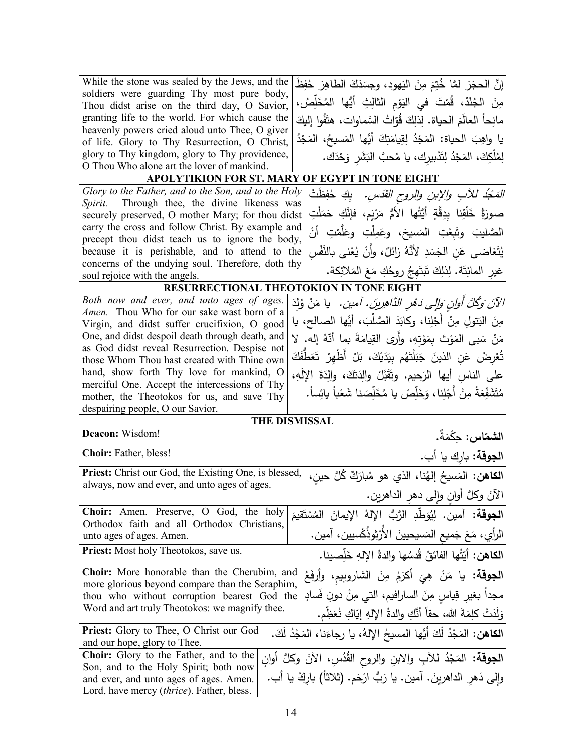| | |
|---|---|
| While the stone was sealed by the Jews, and the soldiers were guarding Thy most pure body, Thou didst arise on the third day, O Savior, granting life to the world. For which cause the heavenly powers cried aloud unto Thee, O giver of life. Glory to Thy Resurrection, O Christ, glory to Thy kingdom, glory to Thy providence, O Thou Who alone art the lover of mankind. | إنَّ الحجَرَ لمَّا خُتِمَ مِنَ اليَهود، وجسَدَكَ الطاهِرَ حُفِظَ مِنَ الجُنْدْ، قُمْتَ في اليَوْمِ الثالِثِ أيُّها المُخَلِّص، مانِحاً العالَمَ الحياة. لِذلِكَ قُوّاتُ السَّماوات، هتَفُوا إليكَ يا واهِبَ الحياة: المَجْدُ لِقِيامَتِكَ أيُّها المَسيحُ، المَجْدُ لِمُلْكِكَ، المَجْدُ لِتَدْبيرِك، يا مُحبَّ البَشَرِ وَحْدَك. |

**APOLYTIKION FOR ST. MARY OF EGYPT IN TONE EIGHT**

| | |
|---|---|
| *Glory to the Father, and to the Son, and to the Holy Spirit.* Through thee, the divine likeness was securely preserved, O mother Mary; for thou didst carry the cross and follow Christ. By example and precept thou didst teach us to ignore the body, because it is perishable, and to attend to the concerns of the undying soul. Therefore, doth thy soul rejoice with the angels. | *المَجْدُ للآبِ والإبنِ والروحِ القدس.* بِكِ حُفِظَتْ صورةُ خَلْقِنا بِدِقَّةٍ أَيَّتُها الأمُّ مَرْيَم، فإنَّكِ حَمَلْتِ الصَّليبَ وتَبِعْتِ المَسيحَ، وعَمِلْتِ وعَلَّمْتِ أنْ يُتَغاضى عَنِ الجَسَدِ لأنَّهُ زائلٌ، وأَنْ يُعْنى بالنَّفْسِ غيرِ المائِتَة. لِذلِكَ تَبتَهِجُ روحُكِ مَعَ المَلائِكة. |

**RESURRECTIONAL THEOTOKION IN TONE EIGHT**

| | |
|---|---|
| *Both now and ever, and unto ages of ages. Amen.* Thou Who for our sake wast born of a Virgin, and didst suffer crucifixion, O good One, and didst despoil death through death, and as God didst reveal Resurrection. Despise not those Whom Thou hast created with Thine own hand, show forth Thy love for mankind, O merciful One. Accept the intercessions of Thy mother, the Theotokos for us, and save Thy despairing people, O our Savior. | *الآنَ وَكُلَّ أوانٍ وَإِلَى دَهْرِ الدَّاهِرِينَ. آمين.* يا مَنْ وُلِدَ مِنَ البَتولِ مِنْ أَجْلِنا، وكابَدَ الصَّلْبَ، أيُّها الصالح، يا مَنْ سَبى المَوْتَ بِمَوْتِهِ، وأَرى القِيامَةَ بما أنَّهُ إله. لا تُعْرِضْ عَنِ الذينَ جَبَلْتَهُم بِيَدَيْكَ، بَلْ أَظْهِرْ تَعَطُّفَكَ على الناسِ أيها الرَحيم. وتَقَبَّلْ والِدَتَكَ، والِدَةَ الإلَهِ، مُتَشَفِّعَةً مِنْ أَجْلِنا، وَخَلِّصْ يا مُخَلِّصَنا شَعْباً يائِساً. |

**THE DISMISSAL**

| | |
|---|---|
| **Deacon:** Wisdom! | **الشمّاس:** حِكْمَةٌ. |
| **Choir:** Father, bless! | **الجوقة:** بارِك يا أب. |
| **Priest:** Christ our God, the Existing One, is blessed, always, now and ever, and unto ages of ages. | **الكاهن:** المَسيحُ إلهُنا، الذي هو مُبارَكٌ كُلَّ حينٍ، الآنَ وكلَّ أوانٍ وإلى دهرِ الداهرين. |
| **Choir:** Amen. Preserve, O God, the holy Orthodox faith and all Orthodox Christians, unto ages of ages. Amen. | **الجوقة:** آمين. لِيُوَطِّدِ الرَّبُّ الإلهُ الإيمانَ المُسْتَقيمَ الرأيِ، مَعَ جَميعِ المَسيحيينَ الأُرْثوذُكْسيين، آمين. |
| **Priest:** Most holy Theotokos, save us. | **الكاهن:** أيّتُها الفائقُ قُدسُها والدةُ الإلهِ خَلِّصينا. |
| **Choir:** More honorable than the Cherubim, and more glorious beyond compare than the Seraphim, thou who without corruption bearest God the Word and art truly Theotokos: we magnify thee. | **الجوقة:** يا مَنْ هِيَ أكرَمُ مِنَ الشاروبيمِ، وأرفَعُ مجداً بغيرِ قِياسٍ مِنَ السارافيم، التي مِنْ دونِ فَسادٍ وَلَدَتْ كلِمَةَ اللهِ، حقاً أنَّكِ والدةُ الإلهِ إيّاكِ نُعَظِّم. |
| **Priest:** Glory to Thee, O Christ our God and our hope, glory to Thee. | **الكاهن:** المَجْدُ لَكَ أيُّها المسيحُ الإلهُ، يا رجاءَنا، المَجْدُ لَكَ. |
| **Choir:** Glory to the Father, and to the Son, and to the Holy Spirit; both now and ever, and unto ages of ages. Amen. Lord, have mercy (*thrice*). Father, bless. | **الجوقة:** المَجْدُ للآبِ والابنِ والروحِ القُدُسِ، الآنَ وكلَّ أوانٍ وإلى دَهرِ الداهرينَ. آمين. يا رَبُّ ارْحَم. (ثلاثاً) بارِكْ يا أب. |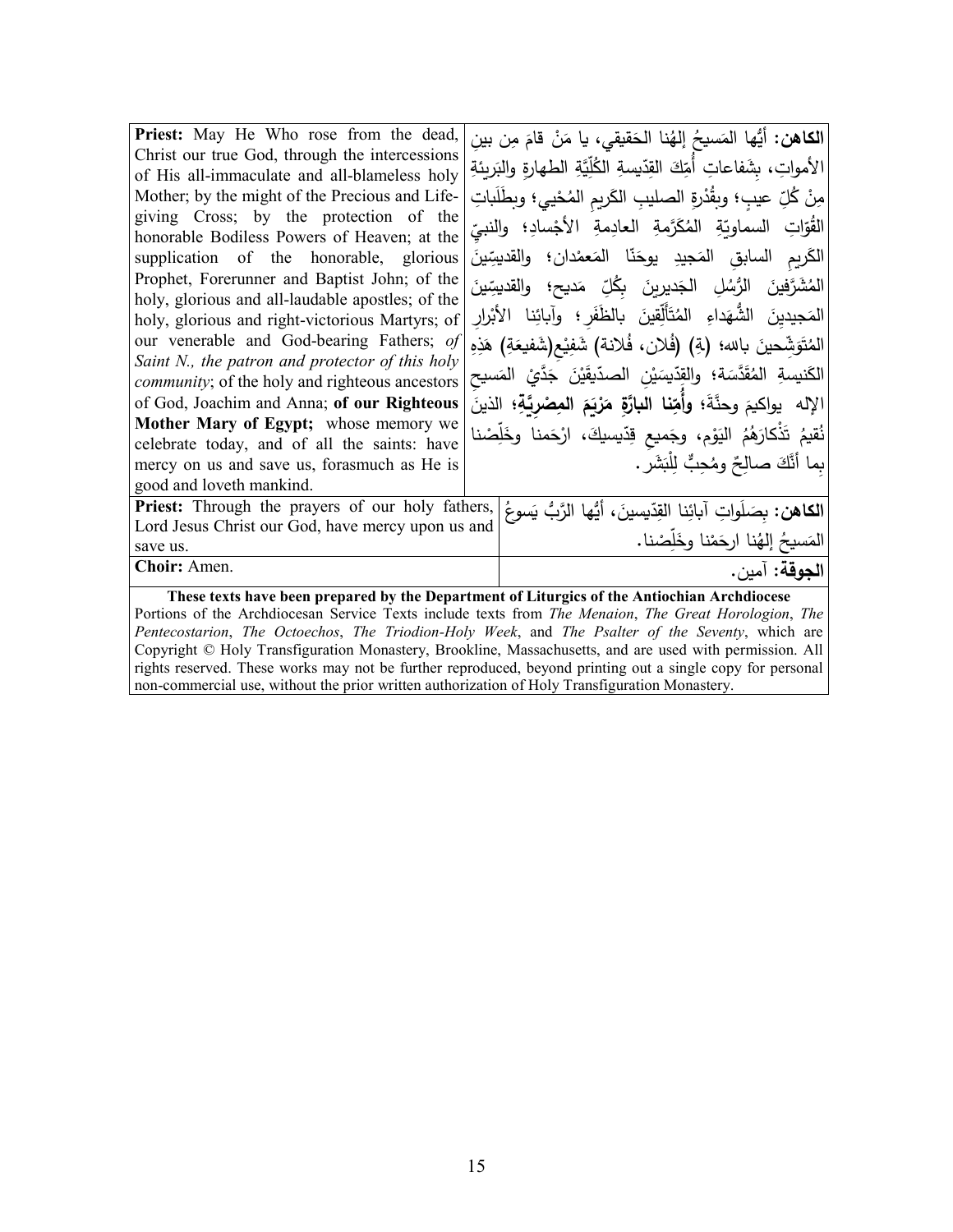| | |
|---|---|
| **Priest:** May He Who rose from the dead, Christ our true God, through the intercessions of His all-immaculate and all-blameless holy Mother; by the might of the Precious and Life-giving Cross; by the protection of the honorable Bodiless Powers of Heaven; at the supplication of the honorable, glorious Prophet, Forerunner and Baptist John; of the holy, glorious and all-laudable apostles; of the holy, glorious and right-victorious Martyrs; of our venerable and God-bearing Fathers; *of Saint N., the patron and protector of this holy community*; of the holy and righteous ancestors of God, Joachim and Anna; **of our Righteous Mother Mary of Egypt;** whose memory we celebrate today, and of all the saints: have mercy on us and save us, forasmuch as He is good and loveth mankind. | **الكاهن:** أيُّها المَسيحُ إلهُنا الحَقيقي، يا مَنْ قامَ مِن بينِ الأمواتِ، بِشَفاعاتِ أُمِّكَ القدّيسةِ الكُلِّيَّةِ الطهارةِ والبَريئةِ مِنْ كُلِّ عيبٍ؛ وبِقُدْرةِ الصليبِ الكَريمِ المُحْيي؛ وبطَلَباتِ القُوّاتِ السماويّةِ المُكَرَّمةِ العادِمةِ الأجْسادِ؛ والنبيِّ الكَريمِ السابقِ المَجيدِ يوحَنّا المَعمْدان؛ والقديسّينَ المُشَرَّفينَ الرُّسُلِ الجَديرينَ بِكُلِّ مَديح؛ والقديسّينَ المَجيدينَ الشُّهَداءِ المُتَألِّقينَ بالظَفَرِ؛ وآبائِنا الأبْرارِ المُتَوَشِّحينَ بالله؛ (وَ) (فُلان، فُلانة) شَفيْع(شَفيعَةِ) هَذِهِ الكَنيسةِ المُقَدَّسَة؛ والقِدّيسَيْنِ الصدّيقَيْنِ جَدَّيْ المَسيحِ الإله يواكيمَ وحنَّةَ؛ **وأُمِّنا البارَّةِ مَرْيَمَ المِصْرِيَّةِ؛** الذينَ نُقيمُ تَذْكارَهُمُ اليَوْم، وجَميعِ قِدّيسيكَ، ارْحَمنا وخَلِّصْنا بِما أنَّكَ صالِحٌ ومُحِبٌّ لِلْبَشَر. |
| **Priest:** Through the prayers of our holy fathers, Lord Jesus Christ our God, have mercy upon us and save us. | **الكاهن:** بِصَلَواتِ آبائِنا القِدّيسينَ، أيُّها الرَّبُّ يَسوعُ المَسيحُ إلهُنا ارحَمْنا وخَلِّصْنا. |
| **Choir:** Amen. | **الجوقة:** آمين. |

**These texts have been prepared by the Department of Liturgics of the Antiochian Archdiocese**

Portions of the Archdiocesan Service Texts include texts from *The Menaion*, *The Great Horologion*, *The Pentecostarion*, *The Octoechos*, *The Triodion-Holy Week*, and *The Psalter of the Seventy*, which are Copyright © Holy Transfiguration Monastery, Brookline, Massachusetts, and are used with permission. All rights reserved. These works may not be further reproduced, beyond printing out a single copy for personal non-commercial use, without the prior written authorization of Holy Transfiguration Monastery.